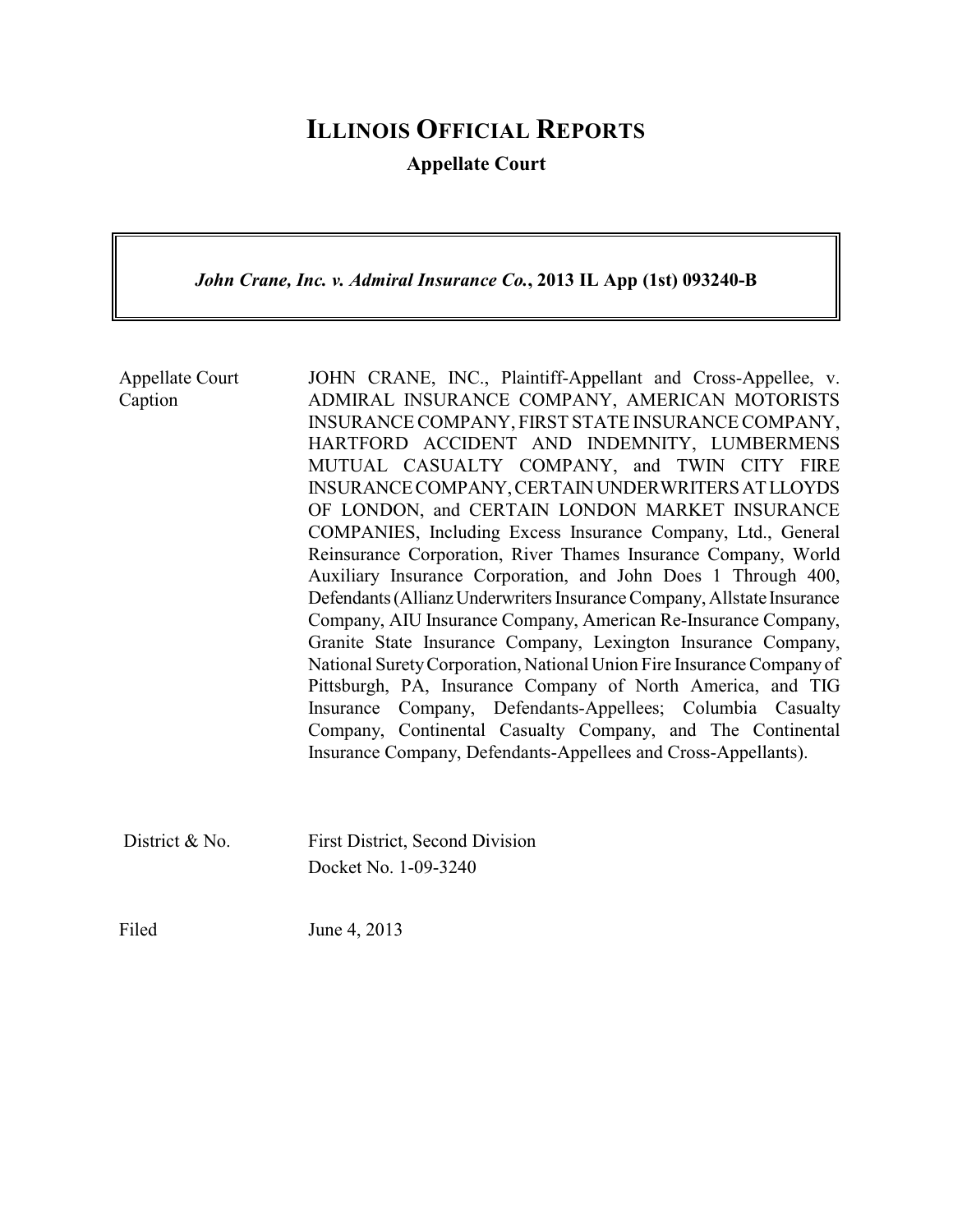# ILLINOIS OFFICIAL REPORTS

**Appellate Court**

*John Crane, Inc. v. Admiral Insurance Co.*, **2013 IL App (1st) 093240-B**

| | |
|---|---|
| Appellate Court Caption | JOHN CRANE, INC., Plaintiff-Appellant and Cross-Appellee, v. ADMIRAL INSURANCE COMPANY, AMERICAN MOTORISTS INSURANCE COMPANY, FIRST STATE INSURANCE COMPANY, HARTFORD ACCIDENT AND INDEMNITY, LUMBERMENS MUTUAL CASUALTY COMPANY, and TWIN CITY FIRE INSURANCE COMPANY, CERTAIN UNDERWRITERS AT LLOYDS OF LONDON, and CERTAIN LONDON MARKET INSURANCE COMPANIES, Including Excess Insurance Company, Ltd., General Reinsurance Corporation, River Thames Insurance Company, World Auxiliary Insurance Corporation, and John Does 1 Through 400, Defendants (Allianz Underwriters Insurance Company, Allstate Insurance Company, AIU Insurance Company, American Re-Insurance Company, Granite State Insurance Company, Lexington Insurance Company, National Surety Corporation, National Union Fire Insurance Company of Pittsburgh, PA, Insurance Company of North America, and TIG Insurance Company, Defendants-Appellees; Columbia Casualty Company, Continental Casualty Company, and The Continental Insurance Company, Defendants-Appellees and Cross-Appellants). |
| District & No. | First District, Second Division<br>Docket No. 1-09-3240 |
| Filed | June 4, 2013 |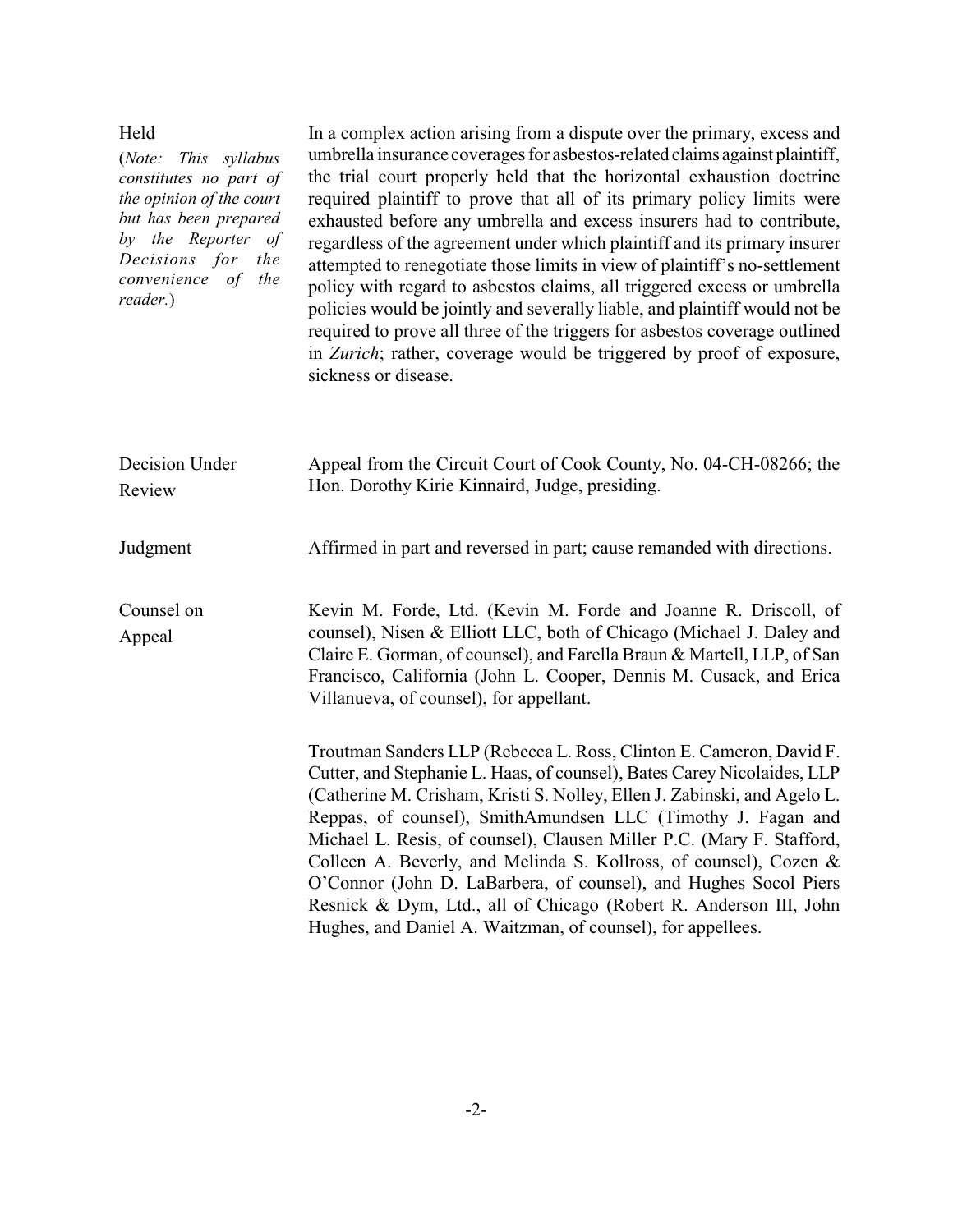**Held**

(*Note: This syllabus constitutes no part of the opinion of the court but has been prepared by the Reporter of Decisions for the convenience of the reader.*)

In a complex action arising from a dispute over the primary, excess and umbrella insurance coverages for asbestos-related claims against plaintiff, the trial court properly held that the horizontal exhaustion doctrine required plaintiff to prove that all of its primary policy limits were exhausted before any umbrella and excess insurers had to contribute, regardless of the agreement under which plaintiff and its primary insurer attempted to renegotiate those limits in view of plaintiff's no-settlement policy with regard to asbestos claims, all triggered excess or umbrella policies would be jointly and severally liable, and plaintiff would not be required to prove all three of the triggers for asbestos coverage outlined in *Zurich*; rather, coverage would be triggered by proof of exposure, sickness or disease.

**Decision Under Review**

Appeal from the Circuit Court of Cook County, No. 04-CH-08266; the Hon. Dorothy Kirie Kinnaird, Judge, presiding.

**Judgment**

Affirmed in part and reversed in part; cause remanded with directions.

**Counsel on Appeal**

Kevin M. Forde, Ltd. (Kevin M. Forde and Joanne R. Driscoll, of counsel), Nisen & Elliott LLC, both of Chicago (Michael J. Daley and Claire E. Gorman, of counsel), and Farella Braun & Martell, LLP, of San Francisco, California (John L. Cooper, Dennis M. Cusack, and Erica Villanueva, of counsel), for appellant.

Troutman Sanders LLP (Rebecca L. Ross, Clinton E. Cameron, David F. Cutter, and Stephanie L. Haas, of counsel), Bates Carey Nicolaides, LLP (Catherine M. Crisham, Kristi S. Nolley, Ellen J. Zabinski, and Agelo L. Reppas, of counsel), SmithAmundsen LLC (Timothy J. Fagan and Michael L. Resis, of counsel), Clausen Miller P.C. (Mary F. Stafford, Colleen A. Beverly, and Melinda S. Kollross, of counsel), Cozen & O'Connor (John D. LaBarbera, of counsel), and Hughes Socol Piers Resnick & Dym, Ltd., all of Chicago (Robert R. Anderson III, John Hughes, and Daniel A. Waitzman, of counsel), for appellees.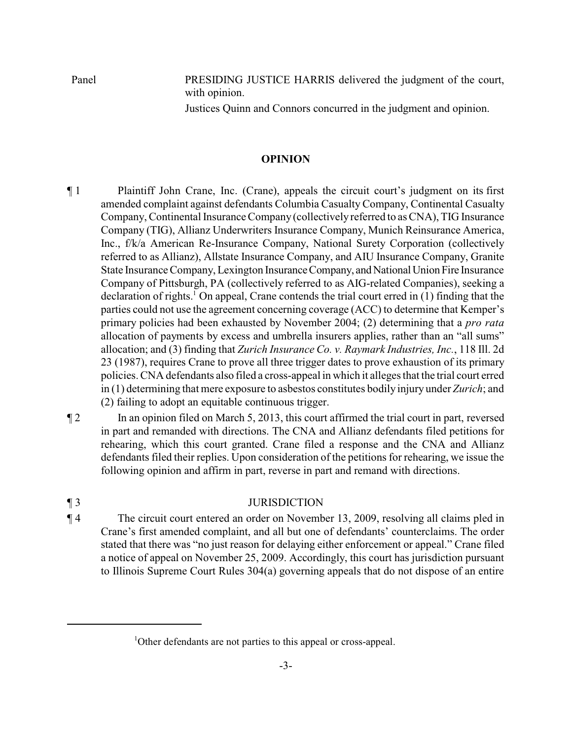Panel PRESIDING JUSTICE HARRIS delivered the judgment of the court, with opinion.

Justices Quinn and Connors concurred in the judgment and opinion.

## OPINION

¶ 1 Plaintiff John Crane, Inc. (Crane), appeals the circuit court's judgment on its first amended complaint against defendants Columbia Casualty Company, Continental Casualty Company, Continental Insurance Company (collectively referred to as CNA), TIG Insurance Company (TIG), Allianz Underwriters Insurance Company, Munich Reinsurance America, Inc., f/k/a American Re-Insurance Company, National Surety Corporation (collectively referred to as Allianz), Allstate Insurance Company, and AIU Insurance Company, Granite State Insurance Company, Lexington Insurance Company, and National Union Fire Insurance Company of Pittsburgh, PA (collectively referred to as AIG-related Companies), seeking a declaration of rights.[1] On appeal, Crane contends the trial court erred in (1) finding that the parties could not use the agreement concerning coverage (ACC) to determine that Kemper's primary policies had been exhausted by November 2004; (2) determining that a *pro rata* allocation of payments by excess and umbrella insurers applies, rather than an "all sums" allocation; and (3) finding that *Zurich Insurance Co. v. Raymark Industries, Inc.*, 118 Ill. 2d 23 (1987), requires Crane to prove all three trigger dates to prove exhaustion of its primary policies. CNA defendants also filed a cross-appeal in which it alleges that the trial court erred in (1) determining that mere exposure to asbestos constitutes bodily injury under *Zurich*; and (2) failing to adopt an equitable continuous trigger.

¶ 2 In an opinion filed on March 5, 2013, this court affirmed the trial court in part, reversed in part and remanded with directions. The CNA and Allianz defendants filed petitions for rehearing, which this court granted. Crane filed a response and the CNA and Allianz defendants filed their replies. Upon consideration of the petitions for rehearing, we issue the following opinion and affirm in part, reverse in part and remand with directions.

## ¶ 3 JURISDICTION

¶ 4 The circuit court entered an order on November 13, 2009, resolving all claims pled in Crane's first amended complaint, and all but one of defendants' counterclaims. The order stated that there was "no just reason for delaying either enforcement or appeal." Crane filed a notice of appeal on November 25, 2009. Accordingly, this court has jurisdiction pursuant to Illinois Supreme Court Rules 304(a) governing appeals that do not dispose of an entire

---

[1]Other defendants are not parties to this appeal or cross-appeal.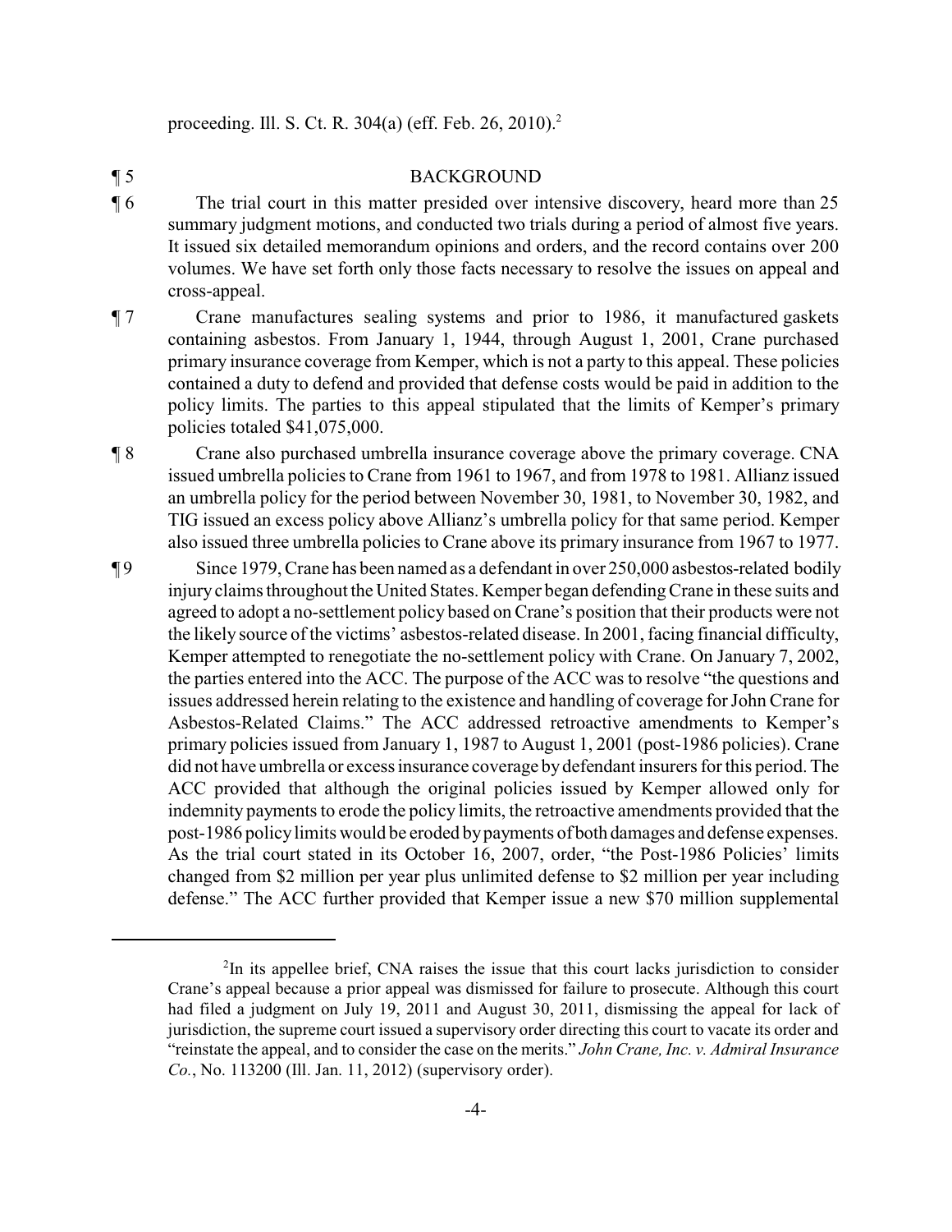proceeding. Ill. S. Ct. R. 304(a) (eff. Feb. 26, 2010).[2]

¶ 5 BACKGROUND

¶ 6 The trial court in this matter presided over intensive discovery, heard more than 25 summary judgment motions, and conducted two trials during a period of almost five years. It issued six detailed memorandum opinions and orders, and the record contains over 200 volumes. We have set forth only those facts necessary to resolve the issues on appeal and cross-appeal.

¶ 7 Crane manufactures sealing systems and prior to 1986, it manufactured gaskets containing asbestos. From January 1, 1944, through August 1, 2001, Crane purchased primary insurance coverage from Kemper, which is not a party to this appeal. These policies contained a duty to defend and provided that defense costs would be paid in addition to the policy limits. The parties to this appeal stipulated that the limits of Kemper's primary policies totaled $41,075,000.

¶ 8 Crane also purchased umbrella insurance coverage above the primary coverage. CNA issued umbrella policies to Crane from 1961 to 1967, and from 1978 to 1981. Allianz issued an umbrella policy for the period between November 30, 1981, to November 30, 1982, and TIG issued an excess policy above Allianz's umbrella policy for that same period. Kemper also issued three umbrella policies to Crane above its primary insurance from 1967 to 1977.

¶ 9 Since 1979, Crane has been named as a defendant in over 250,000 asbestos-related bodily injury claims throughout the United States. Kemper began defending Crane in these suits and agreed to adopt a no-settlement policy based on Crane's position that their products were not the likely source of the victims' asbestos-related disease. In 2001, facing financial difficulty, Kemper attempted to renegotiate the no-settlement policy with Crane. On January 7, 2002, the parties entered into the ACC. The purpose of the ACC was to resolve "the questions and issues addressed herein relating to the existence and handling of coverage for John Crane for Asbestos-Related Claims." The ACC addressed retroactive amendments to Kemper's primary policies issued from January 1, 1987 to August 1, 2001 (post-1986 policies). Crane did not have umbrella or excess insurance coverage by defendant insurers for this period. The ACC provided that although the original policies issued by Kemper allowed only for indemnity payments to erode the policy limits, the retroactive amendments provided that the post-1986 policy limits would be eroded by payments of both damages and defense expenses. As the trial court stated in its October 16, 2007, order, "the Post-1986 Policies' limits changed from $2 million per year plus unlimited defense to $2 million per year including defense." The ACC further provided that Kemper issue a new $70 million supplemental

---

[2] In its appellee brief, CNA raises the issue that this court lacks jurisdiction to consider Crane's appeal because a prior appeal was dismissed for failure to prosecute. Although this court had filed a judgment on July 19, 2011 and August 30, 2011, dismissing the appeal for lack of jurisdiction, the supreme court issued a supervisory order directing this court to vacate its order and "reinstate the appeal, and to consider the case on the merits." *John Crane, Inc. v. Admiral Insurance Co.*, No. 113200 (Ill. Jan. 11, 2012) (supervisory order).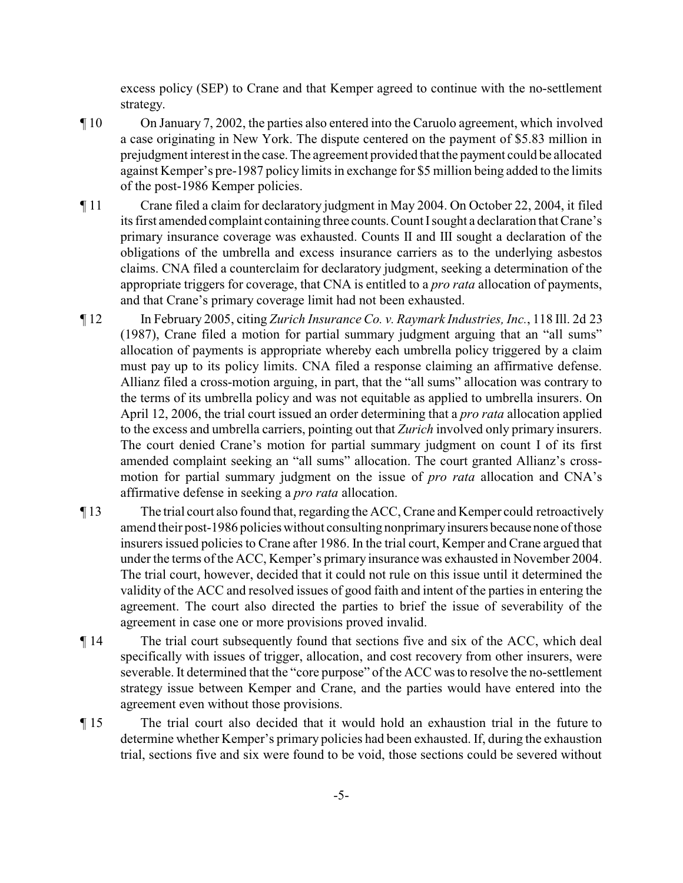excess policy (SEP) to Crane and that Kemper agreed to continue with the no-settlement strategy.

¶ 10 On January 7, 2002, the parties also entered into the Caruolo agreement, which involved a case originating in New York. The dispute centered on the payment of $5.83 million in prejudgment interest in the case. The agreement provided that the payment could be allocated against Kemper's pre-1987 policy limits in exchange for $5 million being added to the limits of the post-1986 Kemper policies.

¶ 11 Crane filed a claim for declaratory judgment in May 2004. On October 22, 2004, it filed its first amended complaint containing three counts. Count I sought a declaration that Crane's primary insurance coverage was exhausted. Counts II and III sought a declaration of the obligations of the umbrella and excess insurance carriers as to the underlying asbestos claims. CNA filed a counterclaim for declaratory judgment, seeking a determination of the appropriate triggers for coverage, that CNA is entitled to a *pro rata* allocation of payments, and that Crane's primary coverage limit had not been exhausted.

¶ 12 In February 2005, citing *Zurich Insurance Co. v. Raymark Industries, Inc.*, 118 Ill. 2d 23 (1987), Crane filed a motion for partial summary judgment arguing that an "all sums" allocation of payments is appropriate whereby each umbrella policy triggered by a claim must pay up to its policy limits. CNA filed a response claiming an affirmative defense. Allianz filed a cross-motion arguing, in part, that the "all sums" allocation was contrary to the terms of its umbrella policy and was not equitable as applied to umbrella insurers. On April 12, 2006, the trial court issued an order determining that a *pro rata* allocation applied to the excess and umbrella carriers, pointing out that *Zurich* involved only primary insurers. The court denied Crane's motion for partial summary judgment on count I of its first amended complaint seeking an "all sums" allocation. The court granted Allianz's cross-motion for partial summary judgment on the issue of *pro rata* allocation and CNA's affirmative defense in seeking a *pro rata* allocation.

¶ 13 The trial court also found that, regarding the ACC, Crane and Kemper could retroactively amend their post-1986 policies without consulting nonprimary insurers because none of those insurers issued policies to Crane after 1986. In the trial court, Kemper and Crane argued that under the terms of the ACC, Kemper's primary insurance was exhausted in November 2004. The trial court, however, decided that it could not rule on this issue until it determined the validity of the ACC and resolved issues of good faith and intent of the parties in entering the agreement. The court also directed the parties to brief the issue of severability of the agreement in case one or more provisions proved invalid.

¶ 14 The trial court subsequently found that sections five and six of the ACC, which deal specifically with issues of trigger, allocation, and cost recovery from other insurers, were severable. It determined that the "core purpose" of the ACC was to resolve the no-settlement strategy issue between Kemper and Crane, and the parties would have entered into the agreement even without those provisions.

¶ 15 The trial court also decided that it would hold an exhaustion trial in the future to determine whether Kemper's primary policies had been exhausted. If, during the exhaustion trial, sections five and six were found to be void, those sections could be severed without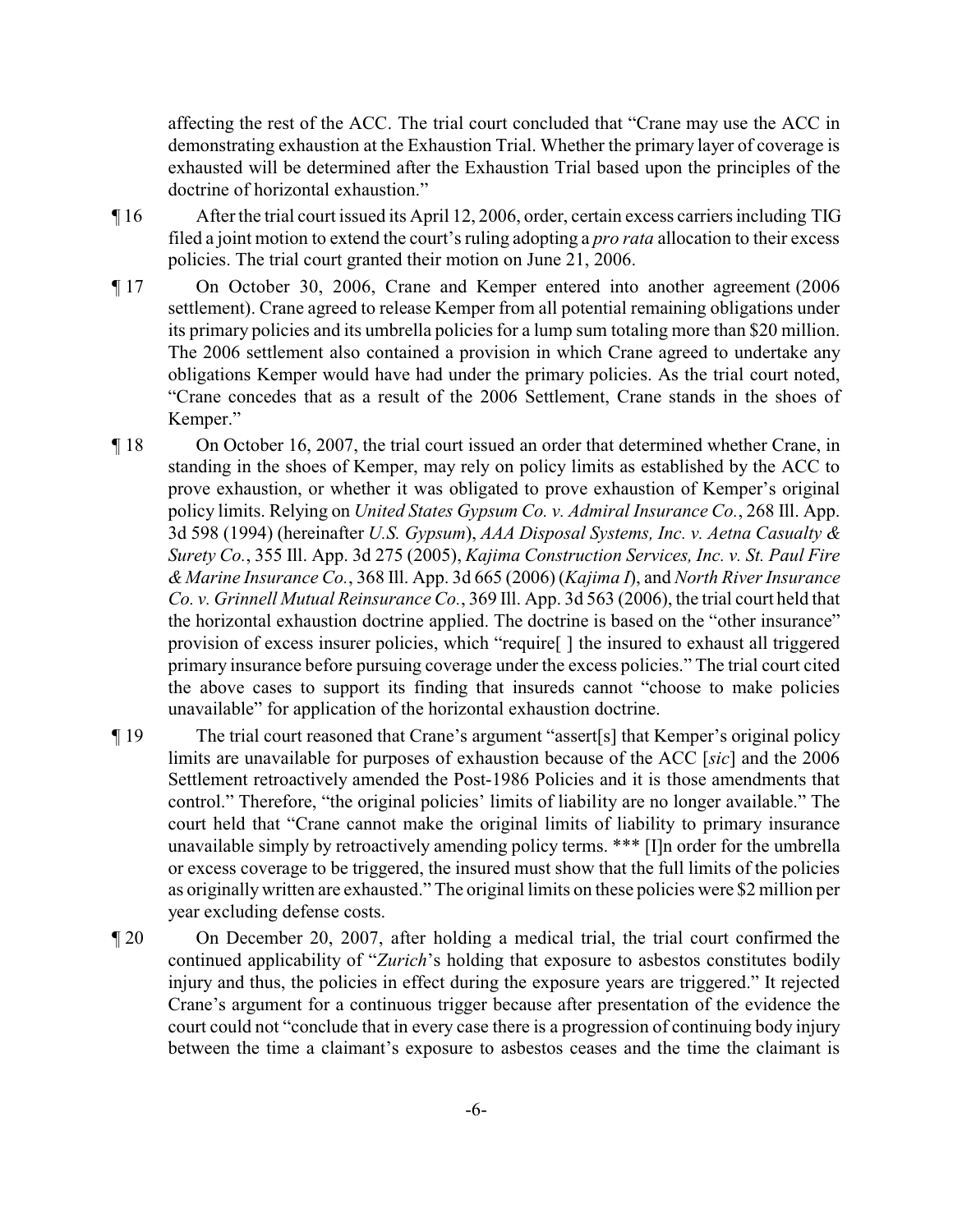affecting the rest of the ACC. The trial court concluded that "Crane may use the ACC in demonstrating exhaustion at the Exhaustion Trial. Whether the primary layer of coverage is exhausted will be determined after the Exhaustion Trial based upon the principles of the doctrine of horizontal exhaustion."

¶ 16 After the trial court issued its April 12, 2006, order, certain excess carriers including TIG filed a joint motion to extend the court's ruling adopting a *pro rata* allocation to their excess policies. The trial court granted their motion on June 21, 2006.

¶ 17 On October 30, 2006, Crane and Kemper entered into another agreement (2006 settlement). Crane agreed to release Kemper from all potential remaining obligations under its primary policies and its umbrella policies for a lump sum totaling more than $20 million. The 2006 settlement also contained a provision in which Crane agreed to undertake any obligations Kemper would have had under the primary policies. As the trial court noted, "Crane concedes that as a result of the 2006 Settlement, Crane stands in the shoes of Kemper."

¶ 18 On October 16, 2007, the trial court issued an order that determined whether Crane, in standing in the shoes of Kemper, may rely on policy limits as established by the ACC to prove exhaustion, or whether it was obligated to prove exhaustion of Kemper's original policy limits. Relying on *United States Gypsum Co. v. Admiral Insurance Co.*, 268 Ill. App. 3d 598 (1994) (hereinafter *U.S. Gypsum*), *AAA Disposal Systems, Inc. v. Aetna Casualty & Surety Co.*, 355 Ill. App. 3d 275 (2005), *Kajima Construction Services, Inc. v. St. Paul Fire & Marine Insurance Co.*, 368 Ill. App. 3d 665 (2006) (*Kajima I*), and *North River Insurance Co. v. Grinnell Mutual Reinsurance Co.*, 369 Ill. App. 3d 563 (2006), the trial court held that the horizontal exhaustion doctrine applied. The doctrine is based on the "other insurance" provision of excess insurer policies, which "require[ ] the insured to exhaust all triggered primary insurance before pursuing coverage under the excess policies." The trial court cited the above cases to support its finding that insureds cannot "choose to make policies unavailable" for application of the horizontal exhaustion doctrine.

¶ 19 The trial court reasoned that Crane's argument "assert[s] that Kemper's original policy limits are unavailable for purposes of exhaustion because of the ACC [*sic*] and the 2006 Settlement retroactively amended the Post-1986 Policies and it is those amendments that control." Therefore, "the original policies' limits of liability are no longer available." The court held that "Crane cannot make the original limits of liability to primary insurance unavailable simply by retroactively amending policy terms. *** [I]n order for the umbrella or excess coverage to be triggered, the insured must show that the full limits of the policies as originally written are exhausted." The original limits on these policies were $2 million per year excluding defense costs.

¶ 20 On December 20, 2007, after holding a medical trial, the trial court confirmed the continued applicability of "*Zurich*'s holding that exposure to asbestos constitutes bodily injury and thus, the policies in effect during the exposure years are triggered." It rejected Crane's argument for a continuous trigger because after presentation of the evidence the court could not "conclude that in every case there is a progression of continuing body injury between the time a claimant's exposure to asbestos ceases and the time the claimant is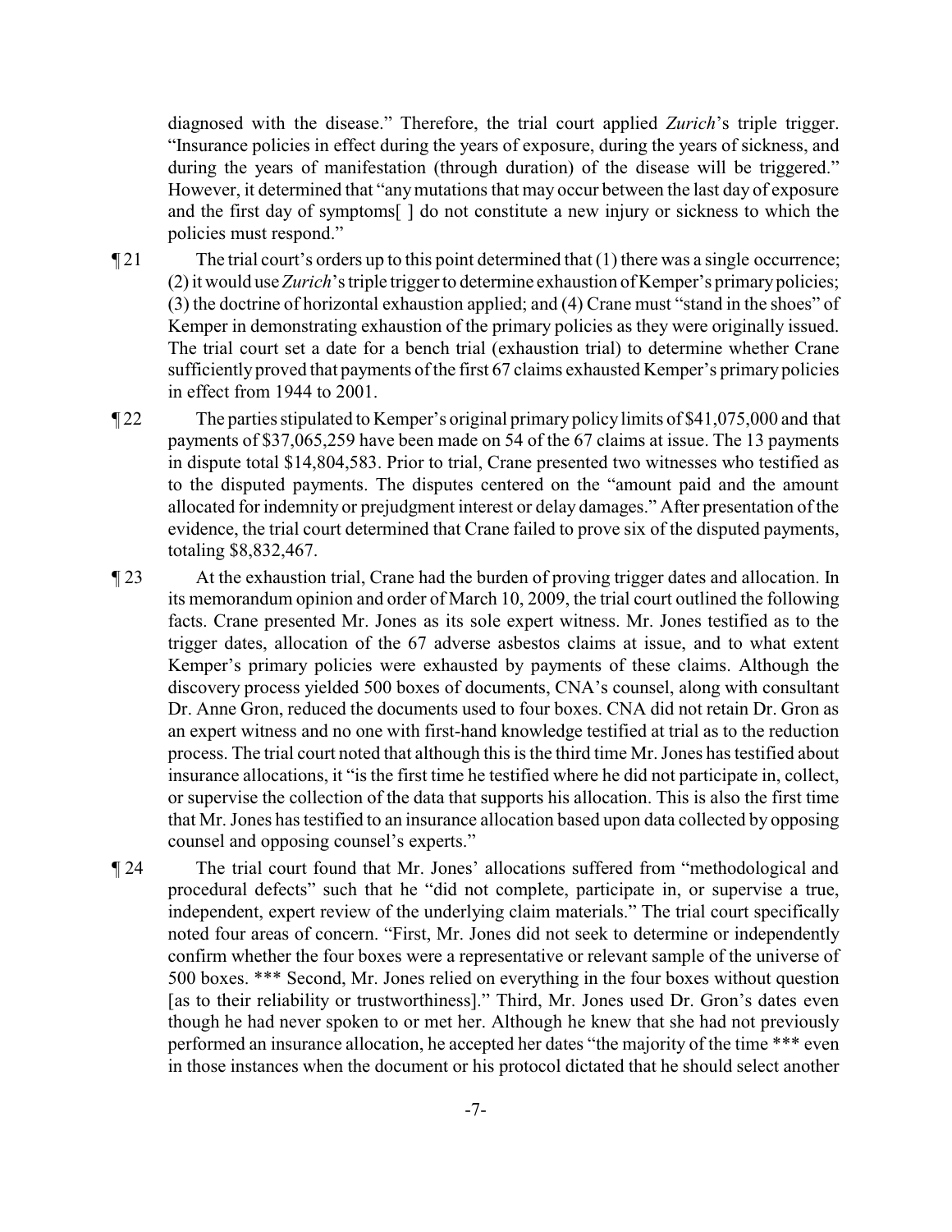diagnosed with the disease." Therefore, the trial court applied *Zurich*'s triple trigger. "Insurance policies in effect during the years of exposure, during the years of sickness, and during the years of manifestation (through duration) of the disease will be triggered." However, it determined that "any mutations that may occur between the last day of exposure and the first day of symptoms[ ] do not constitute a new injury or sickness to which the policies must respond."

¶ 21 The trial court's orders up to this point determined that (1) there was a single occurrence; (2) it would use *Zurich*'s triple trigger to determine exhaustion of Kemper's primary policies; (3) the doctrine of horizontal exhaustion applied; and (4) Crane must "stand in the shoes" of Kemper in demonstrating exhaustion of the primary policies as they were originally issued. The trial court set a date for a bench trial (exhaustion trial) to determine whether Crane sufficiently proved that payments of the first 67 claims exhausted Kemper's primary policies in effect from 1944 to 2001.

¶ 22 The parties stipulated to Kemper's original primary policy limits of $41,075,000 and that payments of $37,065,259 have been made on 54 of the 67 claims at issue. The 13 payments in dispute total $14,804,583. Prior to trial, Crane presented two witnesses who testified as to the disputed payments. The disputes centered on the "amount paid and the amount allocated for indemnity or prejudgment interest or delay damages." After presentation of the evidence, the trial court determined that Crane failed to prove six of the disputed payments, totaling $8,832,467.

¶ 23 At the exhaustion trial, Crane had the burden of proving trigger dates and allocation. In its memorandum opinion and order of March 10, 2009, the trial court outlined the following facts. Crane presented Mr. Jones as its sole expert witness. Mr. Jones testified as to the trigger dates, allocation of the 67 adverse asbestos claims at issue, and to what extent Kemper's primary policies were exhausted by payments of these claims. Although the discovery process yielded 500 boxes of documents, CNA's counsel, along with consultant Dr. Anne Gron, reduced the documents used to four boxes. CNA did not retain Dr. Gron as an expert witness and no one with first-hand knowledge testified at trial as to the reduction process. The trial court noted that although this is the third time Mr. Jones has testified about insurance allocations, it "is the first time he testified where he did not participate in, collect, or supervise the collection of the data that supports his allocation. This is also the first time that Mr. Jones has testified to an insurance allocation based upon data collected by opposing counsel and opposing counsel's experts."

¶ 24 The trial court found that Mr. Jones' allocations suffered from "methodological and procedural defects" such that he "did not complete, participate in, or supervise a true, independent, expert review of the underlying claim materials." The trial court specifically noted four areas of concern. "First, Mr. Jones did not seek to determine or independently confirm whether the four boxes were a representative or relevant sample of the universe of 500 boxes. *** Second, Mr. Jones relied on everything in the four boxes without question [as to their reliability or trustworthiness]." Third, Mr. Jones used Dr. Gron's dates even though he had never spoken to or met her. Although he knew that she had not previously performed an insurance allocation, he accepted her dates "the majority of the time *** even in those instances when the document or his protocol dictated that he should select another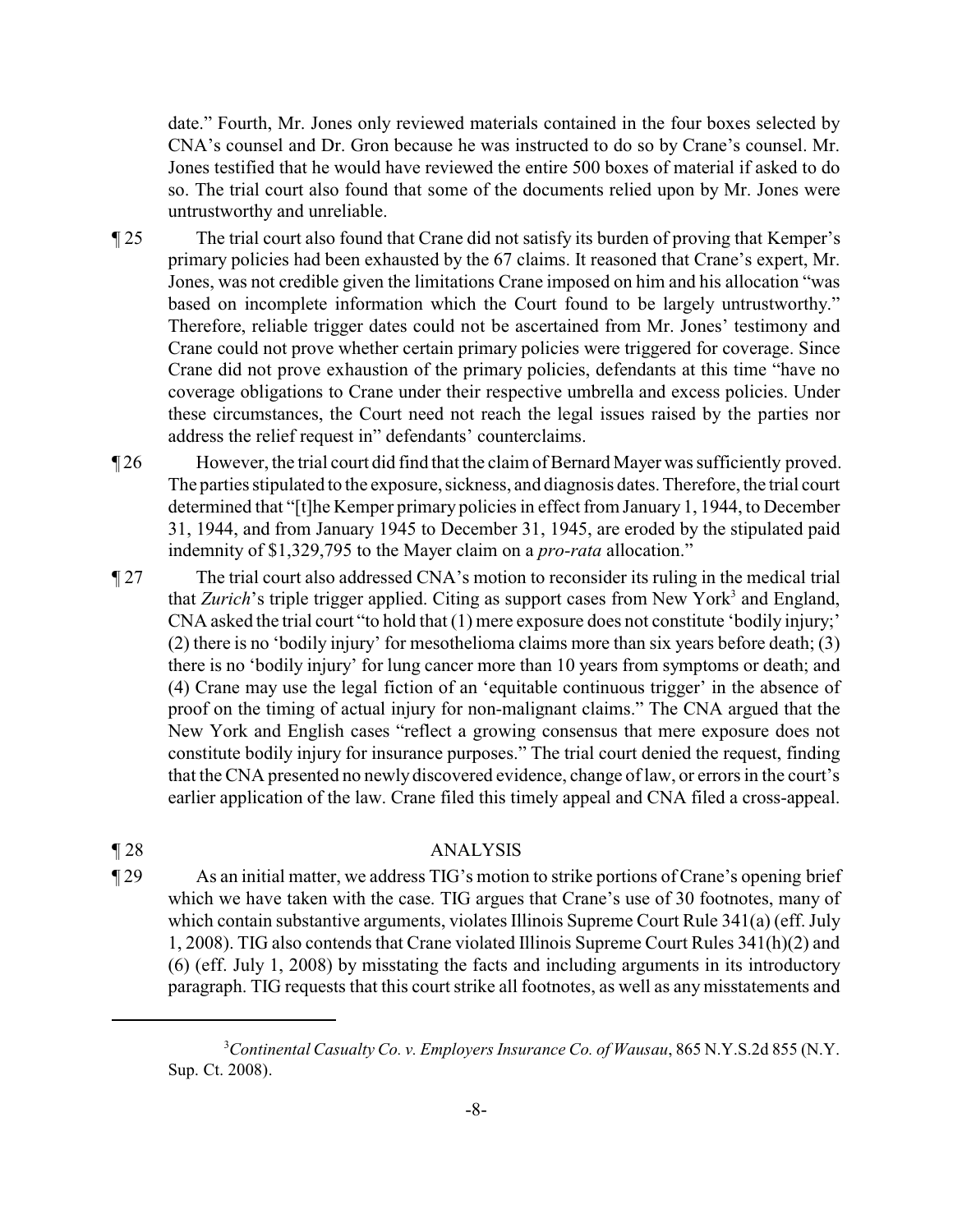date." Fourth, Mr. Jones only reviewed materials contained in the four boxes selected by CNA's counsel and Dr. Gron because he was instructed to do so by Crane's counsel. Mr. Jones testified that he would have reviewed the entire 500 boxes of material if asked to do so. The trial court also found that some of the documents relied upon by Mr. Jones were untrustworthy and unreliable.

¶ 25 The trial court also found that Crane did not satisfy its burden of proving that Kemper's primary policies had been exhausted by the 67 claims. It reasoned that Crane's expert, Mr. Jones, was not credible given the limitations Crane imposed on him and his allocation "was based on incomplete information which the Court found to be largely untrustworthy." Therefore, reliable trigger dates could not be ascertained from Mr. Jones' testimony and Crane could not prove whether certain primary policies were triggered for coverage. Since Crane did not prove exhaustion of the primary policies, defendants at this time "have no coverage obligations to Crane under their respective umbrella and excess policies. Under these circumstances, the Court need not reach the legal issues raised by the parties nor address the relief request in" defendants' counterclaims.

¶ 26 However, the trial court did find that the claim of Bernard Mayer was sufficiently proved. The parties stipulated to the exposure, sickness, and diagnosis dates. Therefore, the trial court determined that "[t]he Kemper primary policies in effect from January 1, 1944, to December 31, 1944, and from January 1945 to December 31, 1945, are eroded by the stipulated paid indemnity of $1,329,795 to the Mayer claim on a *pro-rata* allocation."

¶ 27 The trial court also addressed CNA's motion to reconsider its ruling in the medical trial that *Zurich*'s triple trigger applied. Citing as support cases from New York[3] and England, CNA asked the trial court "to hold that (1) mere exposure does not constitute 'bodily injury;' (2) there is no 'bodily injury' for mesothelioma claims more than six years before death; (3) there is no 'bodily injury' for lung cancer more than 10 years from symptoms or death; and (4) Crane may use the legal fiction of an 'equitable continuous trigger' in the absence of proof on the timing of actual injury for non-malignant claims." The CNA argued that the New York and English cases "reflect a growing consensus that mere exposure does not constitute bodily injury for insurance purposes." The trial court denied the request, finding that the CNA presented no newly discovered evidence, change of law, or errors in the court's earlier application of the law. Crane filed this timely appeal and CNA filed a cross-appeal.

¶ 28 ANALYSIS

¶ 29 As an initial matter, we address TIG's motion to strike portions of Crane's opening brief which we have taken with the case. TIG argues that Crane's use of 30 footnotes, many of which contain substantive arguments, violates Illinois Supreme Court Rule 341(a) (eff. July 1, 2008). TIG also contends that Crane violated Illinois Supreme Court Rules 341(h)(2) and (6) (eff. July 1, 2008) by misstating the facts and including arguments in its introductory paragraph. TIG requests that this court strike all footnotes, as well as any misstatements and

---

[3] *Continental Casualty Co. v. Employers Insurance Co. of Wausau*, 865 N.Y.S.2d 855 (N.Y. Sup. Ct. 2008).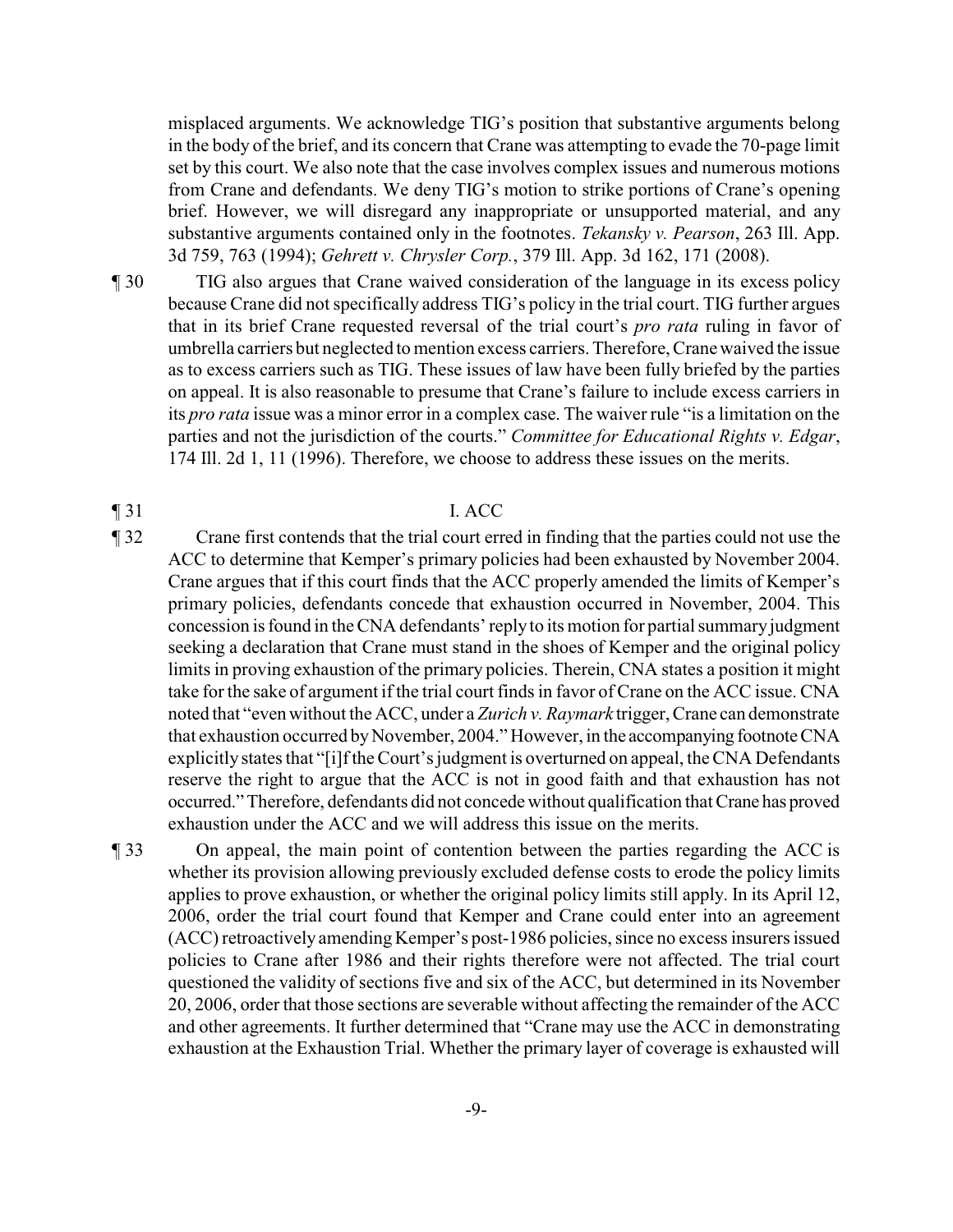misplaced arguments. We acknowledge TIG's position that substantive arguments belong in the body of the brief, and its concern that Crane was attempting to evade the 70-page limit set by this court. We also note that the case involves complex issues and numerous motions from Crane and defendants. We deny TIG's motion to strike portions of Crane's opening brief. However, we will disregard any inappropriate or unsupported material, and any substantive arguments contained only in the footnotes. *Tekansky v. Pearson*, 263 Ill. App. 3d 759, 763 (1994); *Gehrett v. Chrysler Corp.*, 379 Ill. App. 3d 162, 171 (2008).

¶ 30 TIG also argues that Crane waived consideration of the language in its excess policy because Crane did not specifically address TIG's policy in the trial court. TIG further argues that in its brief Crane requested reversal of the trial court's *pro rata* ruling in favor of umbrella carriers but neglected to mention excess carriers. Therefore, Crane waived the issue as to excess carriers such as TIG. These issues of law have been fully briefed by the parties on appeal. It is also reasonable to presume that Crane's failure to include excess carriers in its *pro rata* issue was a minor error in a complex case. The waiver rule "is a limitation on the parties and not the jurisdiction of the courts." *Committee for Educational Rights v. Edgar*, 174 Ill. 2d 1, 11 (1996). Therefore, we choose to address these issues on the merits.

¶ 31 I. ACC

¶ 32 Crane first contends that the trial court erred in finding that the parties could not use the ACC to determine that Kemper's primary policies had been exhausted by November 2004. Crane argues that if this court finds that the ACC properly amended the limits of Kemper's primary policies, defendants concede that exhaustion occurred in November, 2004. This concession is found in the CNA defendants' reply to its motion for partial summary judgment seeking a declaration that Crane must stand in the shoes of Kemper and the original policy limits in proving exhaustion of the primary policies. Therein, CNA states a position it might take for the sake of argument if the trial court finds in favor of Crane on the ACC issue. CNA noted that "even without the ACC, under a *Zurich v. Raymark* trigger, Crane can demonstrate that exhaustion occurred by November, 2004." However, in the accompanying footnote CNA explicitly states that "[i]f the Court's judgment is overturned on appeal, the CNA Defendants reserve the right to argue that the ACC is not in good faith and that exhaustion has not occurred." Therefore, defendants did not concede without qualification that Crane has proved exhaustion under the ACC and we will address this issue on the merits.

¶ 33 On appeal, the main point of contention between the parties regarding the ACC is whether its provision allowing previously excluded defense costs to erode the policy limits applies to prove exhaustion, or whether the original policy limits still apply. In its April 12, 2006, order the trial court found that Kemper and Crane could enter into an agreement (ACC) retroactively amending Kemper's post-1986 policies, since no excess insurers issued policies to Crane after 1986 and their rights therefore were not affected. The trial court questioned the validity of sections five and six of the ACC, but determined in its November 20, 2006, order that those sections are severable without affecting the remainder of the ACC and other agreements. It further determined that "Crane may use the ACC in demonstrating exhaustion at the Exhaustion Trial. Whether the primary layer of coverage is exhausted will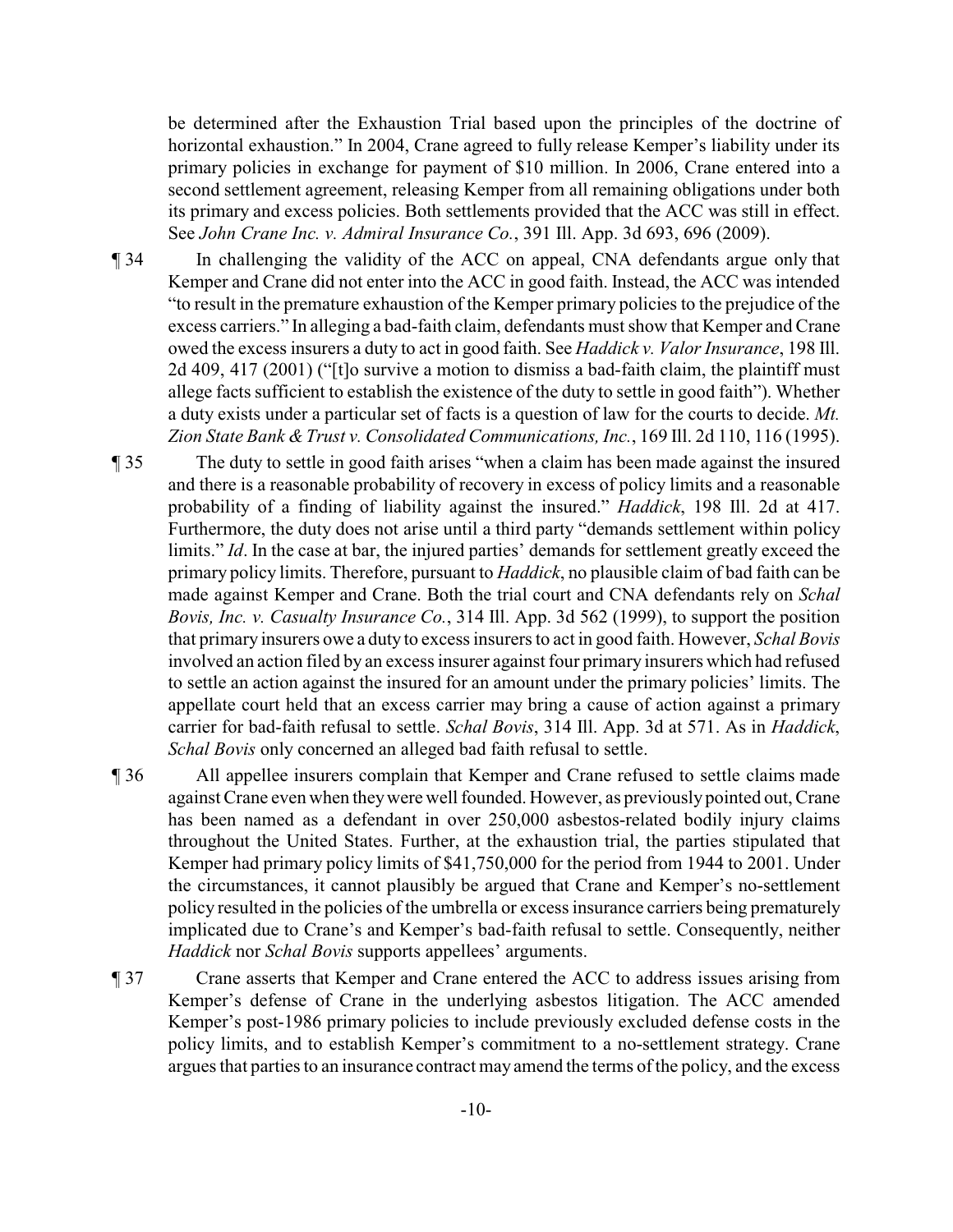be determined after the Exhaustion Trial based upon the principles of the doctrine of horizontal exhaustion." In 2004, Crane agreed to fully release Kemper's liability under its primary policies in exchange for payment of $10 million. In 2006, Crane entered into a second settlement agreement, releasing Kemper from all remaining obligations under both its primary and excess policies. Both settlements provided that the ACC was still in effect. See *John Crane Inc. v. Admiral Insurance Co.*, 391 Ill. App. 3d 693, 696 (2009).

¶ 34 In challenging the validity of the ACC on appeal, CNA defendants argue only that Kemper and Crane did not enter into the ACC in good faith. Instead, the ACC was intended "to result in the premature exhaustion of the Kemper primary policies to the prejudice of the excess carriers." In alleging a bad-faith claim, defendants must show that Kemper and Crane owed the excess insurers a duty to act in good faith. See *Haddick v. Valor Insurance*, 198 Ill. 2d 409, 417 (2001) ("[t]o survive a motion to dismiss a bad-faith claim, the plaintiff must allege facts sufficient to establish the existence of the duty to settle in good faith"). Whether a duty exists under a particular set of facts is a question of law for the courts to decide. *Mt. Zion State Bank & Trust v. Consolidated Communications, Inc.*, 169 Ill. 2d 110, 116 (1995).

¶ 35 The duty to settle in good faith arises "when a claim has been made against the insured and there is a reasonable probability of recovery in excess of policy limits and a reasonable probability of a finding of liability against the insured." *Haddick*, 198 Ill. 2d at 417. Furthermore, the duty does not arise until a third party "demands settlement within policy limits." *Id*. In the case at bar, the injured parties' demands for settlement greatly exceed the primary policy limits. Therefore, pursuant to *Haddick*, no plausible claim of bad faith can be made against Kemper and Crane. Both the trial court and CNA defendants rely on *Schal Bovis, Inc. v. Casualty Insurance Co.*, 314 Ill. App. 3d 562 (1999), to support the position that primary insurers owe a duty to excess insurers to act in good faith. However, *Schal Bovis* involved an action filed by an excess insurer against four primary insurers which had refused to settle an action against the insured for an amount under the primary policies' limits. The appellate court held that an excess carrier may bring a cause of action against a primary carrier for bad-faith refusal to settle. *Schal Bovis*, 314 Ill. App. 3d at 571. As in *Haddick*, *Schal Bovis* only concerned an alleged bad faith refusal to settle.

¶ 36 All appellee insurers complain that Kemper and Crane refused to settle claims made against Crane even when they were well founded. However, as previously pointed out, Crane has been named as a defendant in over 250,000 asbestos-related bodily injury claims throughout the United States. Further, at the exhaustion trial, the parties stipulated that Kemper had primary policy limits of $41,750,000 for the period from 1944 to 2001. Under the circumstances, it cannot plausibly be argued that Crane and Kemper's no-settlement policy resulted in the policies of the umbrella or excess insurance carriers being prematurely implicated due to Crane's and Kemper's bad-faith refusal to settle. Consequently, neither *Haddick* nor *Schal Bovis* supports appellees' arguments.

¶ 37 Crane asserts that Kemper and Crane entered the ACC to address issues arising from Kemper's defense of Crane in the underlying asbestos litigation. The ACC amended Kemper's post-1986 primary policies to include previously excluded defense costs in the policy limits, and to establish Kemper's commitment to a no-settlement strategy. Crane argues that parties to an insurance contract may amend the terms of the policy, and the excess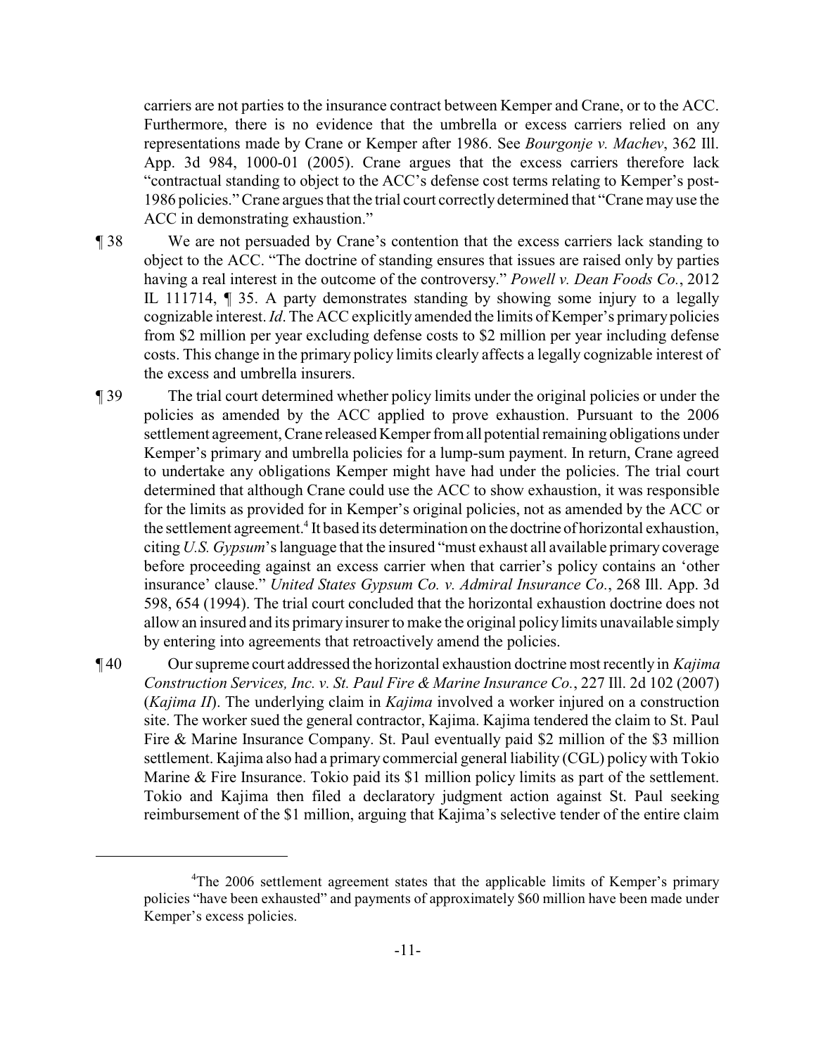carriers are not parties to the insurance contract between Kemper and Crane, or to the ACC. Furthermore, there is no evidence that the umbrella or excess carriers relied on any representations made by Crane or Kemper after 1986. See *Bourgonje v. Machev*, 362 Ill. App. 3d 984, 1000-01 (2005). Crane argues that the excess carriers therefore lack "contractual standing to object to the ACC's defense cost terms relating to Kemper's post-1986 policies." Crane argues that the trial court correctly determined that "Crane may use the ACC in demonstrating exhaustion."

¶ 38 We are not persuaded by Crane's contention that the excess carriers lack standing to object to the ACC. "The doctrine of standing ensures that issues are raised only by parties having a real interest in the outcome of the controversy." *Powell v. Dean Foods Co.*, 2012 IL 111714, ¶ 35. A party demonstrates standing by showing some injury to a legally cognizable interest. *Id*. The ACC explicitly amended the limits of Kemper's primary policies from \$2 million per year excluding defense costs to \$2 million per year including defense costs. This change in the primary policy limits clearly affects a legally cognizable interest of the excess and umbrella insurers.

¶ 39 The trial court determined whether policy limits under the original policies or under the policies as amended by the ACC applied to prove exhaustion. Pursuant to the 2006 settlement agreement, Crane released Kemper from all potential remaining obligations under Kemper's primary and umbrella policies for a lump-sum payment. In return, Crane agreed to undertake any obligations Kemper might have had under the policies. The trial court determined that although Crane could use the ACC to show exhaustion, it was responsible for the limits as provided for in Kemper's original policies, not as amended by the ACC or the settlement agreement.[4] It based its determination on the doctrine of horizontal exhaustion, citing *U.S. Gypsum*'s language that the insured "must exhaust all available primary coverage before proceeding against an excess carrier when that carrier's policy contains an 'other insurance' clause." *United States Gypsum Co. v. Admiral Insurance Co.*, 268 Ill. App. 3d 598, 654 (1994). The trial court concluded that the horizontal exhaustion doctrine does not allow an insured and its primary insurer to make the original policy limits unavailable simply by entering into agreements that retroactively amend the policies.

¶ 40 Our supreme court addressed the horizontal exhaustion doctrine most recently in *Kajima Construction Services, Inc. v. St. Paul Fire & Marine Insurance Co.*, 227 Ill. 2d 102 (2007) (*Kajima II*). The underlying claim in *Kajima* involved a worker injured on a construction site. The worker sued the general contractor, Kajima. Kajima tendered the claim to St. Paul Fire & Marine Insurance Company. St. Paul eventually paid \$2 million of the \$3 million settlement. Kajima also had a primary commercial general liability (CGL) policy with Tokio Marine & Fire Insurance. Tokio paid its \$1 million policy limits as part of the settlement. Tokio and Kajima then filed a declaratory judgment action against St. Paul seeking reimbursement of the \$1 million, arguing that Kajima's selective tender of the entire claim

---

[4]The 2006 settlement agreement states that the applicable limits of Kemper's primary policies "have been exhausted" and payments of approximately \$60 million have been made under Kemper's excess policies.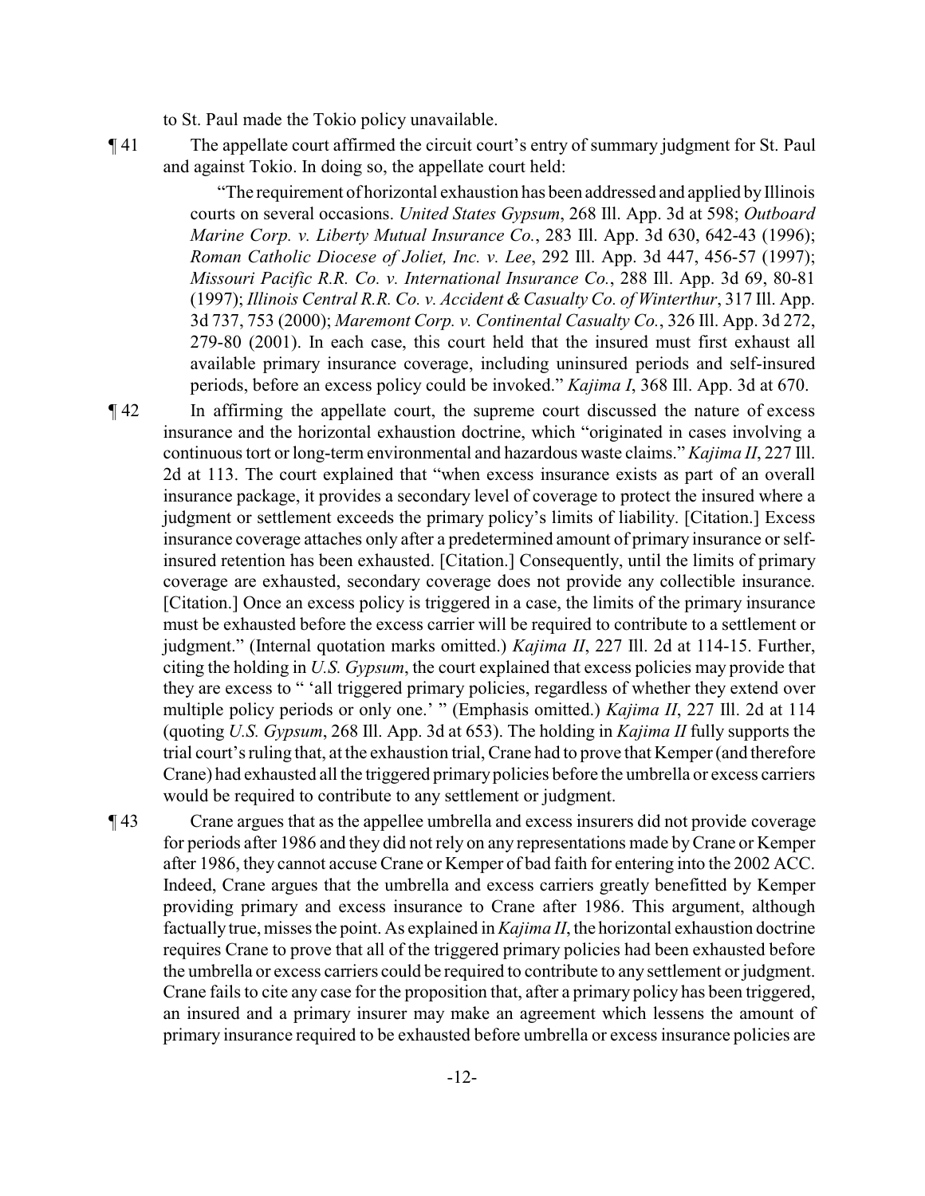to St. Paul made the Tokio policy unavailable.

¶ 41 The appellate court affirmed the circuit court's entry of summary judgment for St. Paul and against Tokio. In doing so, the appellate court held:

> "The requirement of horizontal exhaustion has been addressed and applied by Illinois courts on several occasions. *United States Gypsum*, 268 Ill. App. 3d at 598; *Outboard Marine Corp. v. Liberty Mutual Insurance Co.*, 283 Ill. App. 3d 630, 642-43 (1996); *Roman Catholic Diocese of Joliet, Inc. v. Lee*, 292 Ill. App. 3d 447, 456-57 (1997); *Missouri Pacific R.R. Co. v. International Insurance Co.*, 288 Ill. App. 3d 69, 80-81 (1997); *Illinois Central R.R. Co. v. Accident & Casualty Co. of Winterthur*, 317 Ill. App. 3d 737, 753 (2000); *Maremont Corp. v. Continental Casualty Co.*, 326 Ill. App. 3d 272, 279-80 (2001). In each case, this court held that the insured must first exhaust all available primary insurance coverage, including uninsured periods and self-insured periods, before an excess policy could be invoked." *Kajima I*, 368 Ill. App. 3d at 670.

¶ 42 In affirming the appellate court, the supreme court discussed the nature of excess insurance and the horizontal exhaustion doctrine, which "originated in cases involving a continuous tort or long-term environmental and hazardous waste claims." *Kajima II*, 227 Ill. 2d at 113. The court explained that "when excess insurance exists as part of an overall insurance package, it provides a secondary level of coverage to protect the insured where a judgment or settlement exceeds the primary policy's limits of liability. [Citation.] Excess insurance coverage attaches only after a predetermined amount of primary insurance or self-insured retention has been exhausted. [Citation.] Consequently, until the limits of primary coverage are exhausted, secondary coverage does not provide any collectible insurance. [Citation.] Once an excess policy is triggered in a case, the limits of the primary insurance must be exhausted before the excess carrier will be required to contribute to a settlement or judgment." (Internal quotation marks omitted.) *Kajima II*, 227 Ill. 2d at 114-15. Further, citing the holding in *U.S. Gypsum*, the court explained that excess policies may provide that they are excess to " 'all triggered primary policies, regardless of whether they extend over multiple policy periods or only one.' " (Emphasis omitted.) *Kajima II*, 227 Ill. 2d at 114 (quoting *U.S. Gypsum*, 268 Ill. App. 3d at 653). The holding in *Kajima II* fully supports the trial court's ruling that, at the exhaustion trial, Crane had to prove that Kemper (and therefore Crane) had exhausted all the triggered primary policies before the umbrella or excess carriers would be required to contribute to any settlement or judgment.

¶ 43 Crane argues that as the appellee umbrella and excess insurers did not provide coverage for periods after 1986 and they did not rely on any representations made by Crane or Kemper after 1986, they cannot accuse Crane or Kemper of bad faith for entering into the 2002 ACC. Indeed, Crane argues that the umbrella and excess carriers greatly benefitted by Kemper providing primary and excess insurance to Crane after 1986. This argument, although factually true, misses the point. As explained in *Kajima II*, the horizontal exhaustion doctrine requires Crane to prove that all of the triggered primary policies had been exhausted before the umbrella or excess carriers could be required to contribute to any settlement or judgment. Crane fails to cite any case for the proposition that, after a primary policy has been triggered, an insured and a primary insurer may make an agreement which lessens the amount of primary insurance required to be exhausted before umbrella or excess insurance policies are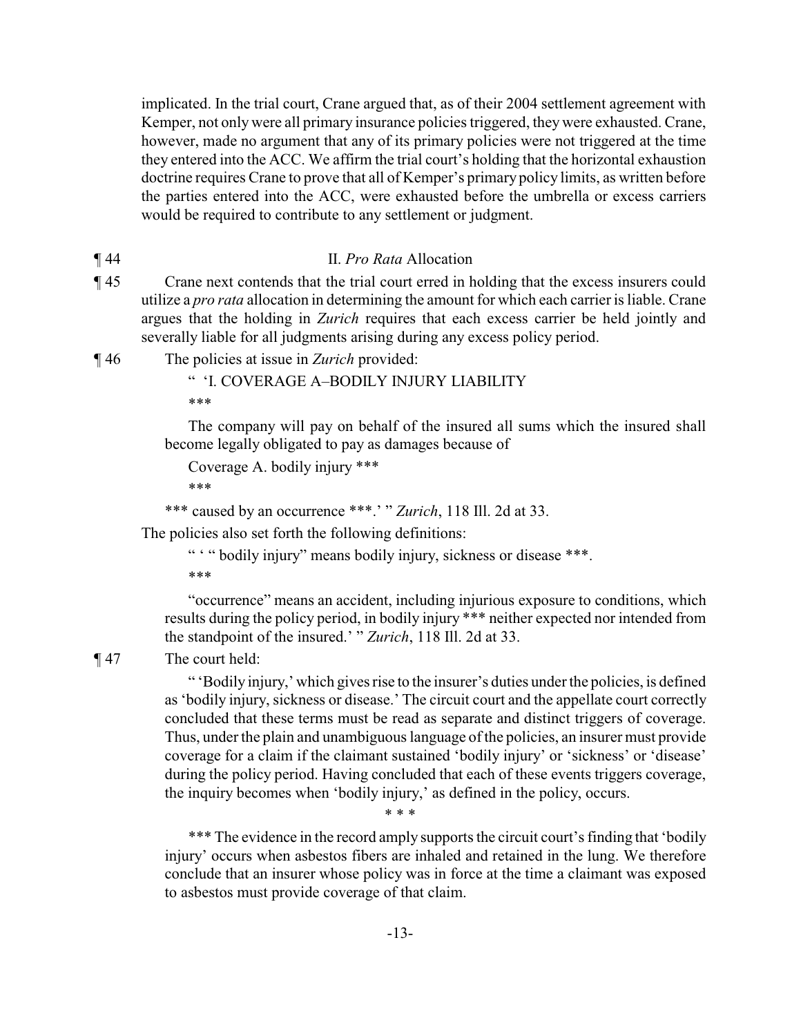implicated. In the trial court, Crane argued that, as of their 2004 settlement agreement with Kemper, not only were all primary insurance policies triggered, they were exhausted. Crane, however, made no argument that any of its primary policies were not triggered at the time they entered into the ACC. We affirm the trial court's holding that the horizontal exhaustion doctrine requires Crane to prove that all of Kemper's primary policy limits, as written before the parties entered into the ACC, were exhausted before the umbrella or excess carriers would be required to contribute to any settlement or judgment.

¶ 44 II. *Pro Rata* Allocation

¶ 45 Crane next contends that the trial court erred in holding that the excess insurers could utilize a *pro rata* allocation in determining the amount for which each carrier is liable. Crane argues that the holding in *Zurich* requires that each excess carrier be held jointly and severally liable for all judgments arising during any excess policy period.

¶ 46 The policies at issue in *Zurich* provided:

> " 'I. COVERAGE A–BODILY INJURY LIABILITY
>
> ***
>
> The company will pay on behalf of the insured all sums which the insured shall become legally obligated to pay as damages because of
>
> Coverage A. bodily injury ***
>
> ***
>
> *** caused by an occurrence ***.' " *Zurich*, 118 Ill. 2d at 33.

The policies also set forth the following definitions:

> " ' " bodily injury" means bodily injury, sickness or disease ***.
>
> ***
>
> "occurrence" means an accident, including injurious exposure to conditions, which results during the policy period, in bodily injury *** neither expected nor intended from the standpoint of the insured.' " *Zurich*, 118 Ill. 2d at 33.

¶ 47 The court held:

> " 'Bodily injury,' which gives rise to the insurer's duties under the policies, is defined as 'bodily injury, sickness or disease.' The circuit court and the appellate court correctly concluded that these terms must be read as separate and distinct triggers of coverage. Thus, under the plain and unambiguous language of the policies, an insurer must provide coverage for a claim if the claimant sustained 'bodily injury' or 'sickness' or 'disease' during the policy period. Having concluded that each of these events triggers coverage, the inquiry becomes when 'bodily injury,' as defined in the policy, occurs.
>
> \* \* \*
>
> *** The evidence in the record amply supports the circuit court's finding that 'bodily injury' occurs when asbestos fibers are inhaled and retained in the lung. We therefore conclude that an insurer whose policy was in force at the time a claimant was exposed to asbestos must provide coverage of that claim.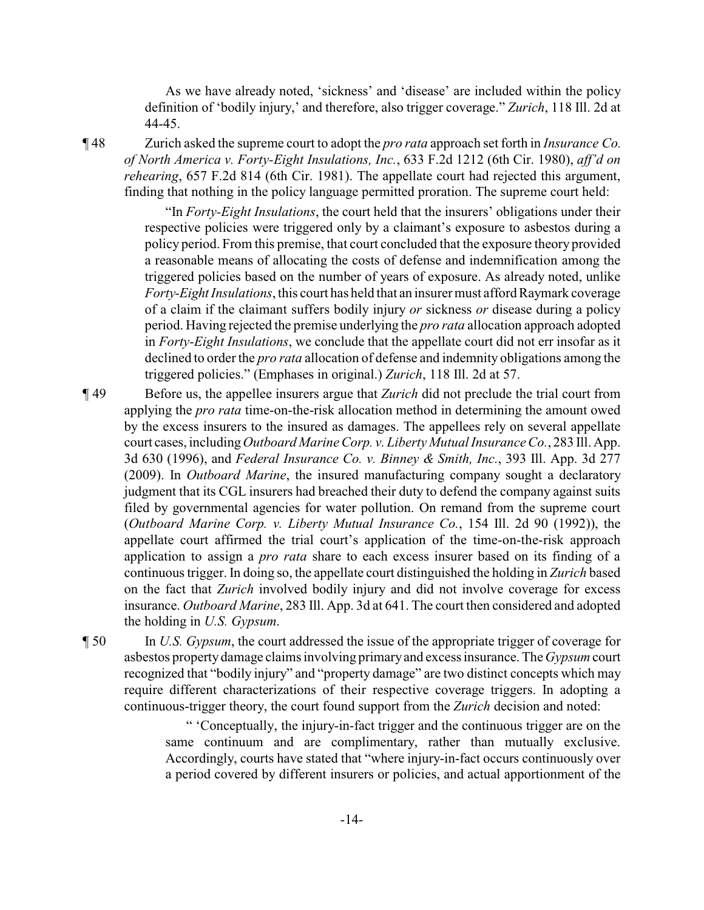As we have already noted, 'sickness' and 'disease' are included within the policy definition of 'bodily injury,' and therefore, also trigger coverage." *Zurich*, 118 Ill. 2d at 44-45.

¶ 48 Zurich asked the supreme court to adopt the *pro rata* approach set forth in *Insurance Co. of North America v. Forty-Eight Insulations, Inc.*, 633 F.2d 1212 (6th Cir. 1980), *aff'd on rehearing*, 657 F.2d 814 (6th Cir. 1981). The appellate court had rejected this argument, finding that nothing in the policy language permitted proration. The supreme court held:

> "In *Forty-Eight Insulations*, the court held that the insurers' obligations under their respective policies were triggered only by a claimant's exposure to asbestos during a policy period. From this premise, that court concluded that the exposure theory provided a reasonable means of allocating the costs of defense and indemnification among the triggered policies based on the number of years of exposure. As already noted, unlike *Forty-Eight Insulations*, this court has held that an insurer must afford Raymark coverage of a claim if the claimant suffers bodily injury *or* sickness *or* disease during a policy period. Having rejected the premise underlying the *pro rata* allocation approach adopted in *Forty-Eight Insulations*, we conclude that the appellate court did not err insofar as it declined to order the *pro rata* allocation of defense and indemnity obligations among the triggered policies." (Emphases in original.) *Zurich*, 118 Ill. 2d at 57.

¶ 49 Before us, the appellee insurers argue that *Zurich* did not preclude the trial court from applying the *pro rata* time-on-the-risk allocation method in determining the amount owed by the excess insurers to the insured as damages. The appellees rely on several appellate court cases, including *Outboard Marine Corp. v. Liberty Mutual Insurance Co.*, 283 Ill. App. 3d 630 (1996), and *Federal Insurance Co. v. Binney & Smith, Inc.*, 393 Ill. App. 3d 277 (2009). In *Outboard Marine*, the insured manufacturing company sought a declaratory judgment that its CGL insurers had breached their duty to defend the company against suits filed by governmental agencies for water pollution. On remand from the supreme court (*Outboard Marine Corp. v. Liberty Mutual Insurance Co.*, 154 Ill. 2d 90 (1992)), the appellate court affirmed the trial court's application of the time-on-the-risk approach application to assign a *pro rata* share to each excess insurer based on its finding of a continuous trigger. In doing so, the appellate court distinguished the holding in *Zurich* based on the fact that *Zurich* involved bodily injury and did not involve coverage for excess insurance. *Outboard Marine*, 283 Ill. App. 3d at 641. The court then considered and adopted the holding in *U.S. Gypsum*.

¶ 50 In *U.S. Gypsum*, the court addressed the issue of the appropriate trigger of coverage for asbestos property damage claims involving primary and excess insurance. The *Gypsum* court recognized that "bodily injury" and "property damage" are two distinct concepts which may require different characterizations of their respective coverage triggers. In adopting a continuous-trigger theory, the court found support from the *Zurich* decision and noted:

> " 'Conceptually, the injury-in-fact trigger and the continuous trigger are on the same continuum and are complimentary, rather than mutually exclusive. Accordingly, courts have stated that "where injury-in-fact occurs continuously over a period covered by different insurers or policies, and actual apportionment of the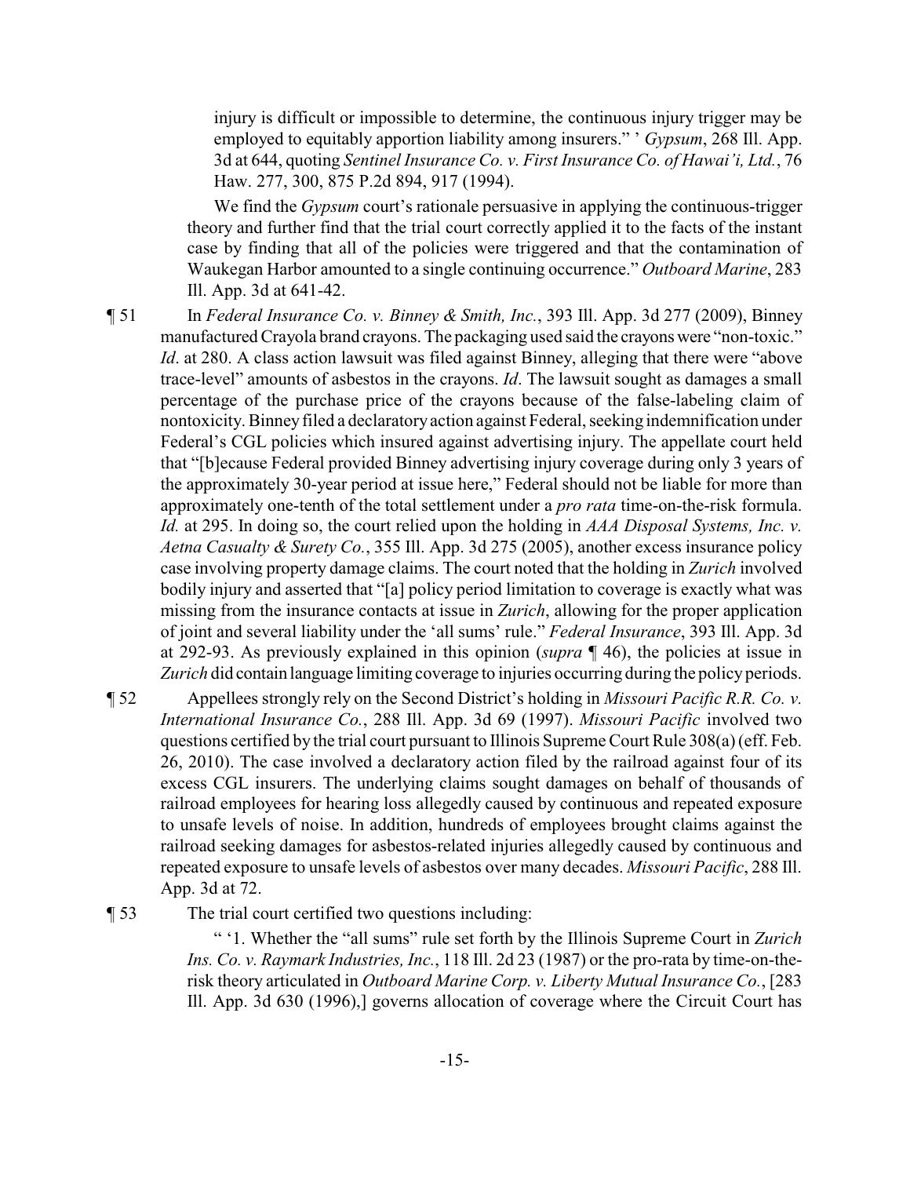injury is difficult or impossible to determine, the continuous injury trigger may be employed to equitably apportion liability among insurers." ' *Gypsum*, 268 Ill. App. 3d at 644, quoting *Sentinel Insurance Co. v. First Insurance Co. of Hawai'i, Ltd.*, 76 Haw. 277, 300, 875 P.2d 894, 917 (1994).

We find the *Gypsum* court's rationale persuasive in applying the continuous-trigger theory and further find that the trial court correctly applied it to the facts of the instant case by finding that all of the policies were triggered and that the contamination of Waukegan Harbor amounted to a single continuing occurrence." *Outboard Marine*, 283 Ill. App. 3d at 641-42.

¶ 51 In *Federal Insurance Co. v. Binney & Smith, Inc.*, 393 Ill. App. 3d 277 (2009), Binney manufactured Crayola brand crayons. The packaging used said the crayons were "non-toxic." *Id*. at 280. A class action lawsuit was filed against Binney, alleging that there were "above trace-level" amounts of asbestos in the crayons. *Id*. The lawsuit sought as damages a small percentage of the purchase price of the crayons because of the false-labeling claim of nontoxicity. Binney filed a declaratory action against Federal, seeking indemnification under Federal's CGL policies which insured against advertising injury. The appellate court held that "[b]ecause Federal provided Binney advertising injury coverage during only 3 years of the approximately 30-year period at issue here," Federal should not be liable for more than approximately one-tenth of the total settlement under a *pro rata* time-on-the-risk formula. *Id.* at 295. In doing so, the court relied upon the holding in *AAA Disposal Systems, Inc. v. Aetna Casualty & Surety Co.*, 355 Ill. App. 3d 275 (2005), another excess insurance policy case involving property damage claims. The court noted that the holding in *Zurich* involved bodily injury and asserted that "[a] policy period limitation to coverage is exactly what was missing from the insurance contacts at issue in *Zurich*, allowing for the proper application of joint and several liability under the 'all sums' rule." *Federal Insurance*, 393 Ill. App. 3d at 292-93. As previously explained in this opinion (*supra* ¶ 46), the policies at issue in *Zurich* did contain language limiting coverage to injuries occurring during the policy periods.

¶ 52 Appellees strongly rely on the Second District's holding in *Missouri Pacific R.R. Co. v. International Insurance Co.*, 288 Ill. App. 3d 69 (1997). *Missouri Pacific* involved two questions certified by the trial court pursuant to Illinois Supreme Court Rule 308(a) (eff. Feb. 26, 2010). The case involved a declaratory action filed by the railroad against four of its excess CGL insurers. The underlying claims sought damages on behalf of thousands of railroad employees for hearing loss allegedly caused by continuous and repeated exposure to unsafe levels of noise. In addition, hundreds of employees brought claims against the railroad seeking damages for asbestos-related injuries allegedly caused by continuous and repeated exposure to unsafe levels of asbestos over many decades. *Missouri Pacific*, 288 Ill. App. 3d at 72.

¶ 53 The trial court certified two questions including:

" '1. Whether the "all sums" rule set forth by the Illinois Supreme Court in *Zurich Ins. Co. v. Raymark Industries, Inc.*, 118 Ill. 2d 23 (1987) or the pro-rata by time-on-the-risk theory articulated in *Outboard Marine Corp. v. Liberty Mutual Insurance Co.*, [283 Ill. App. 3d 630 (1996),] governs allocation of coverage where the Circuit Court has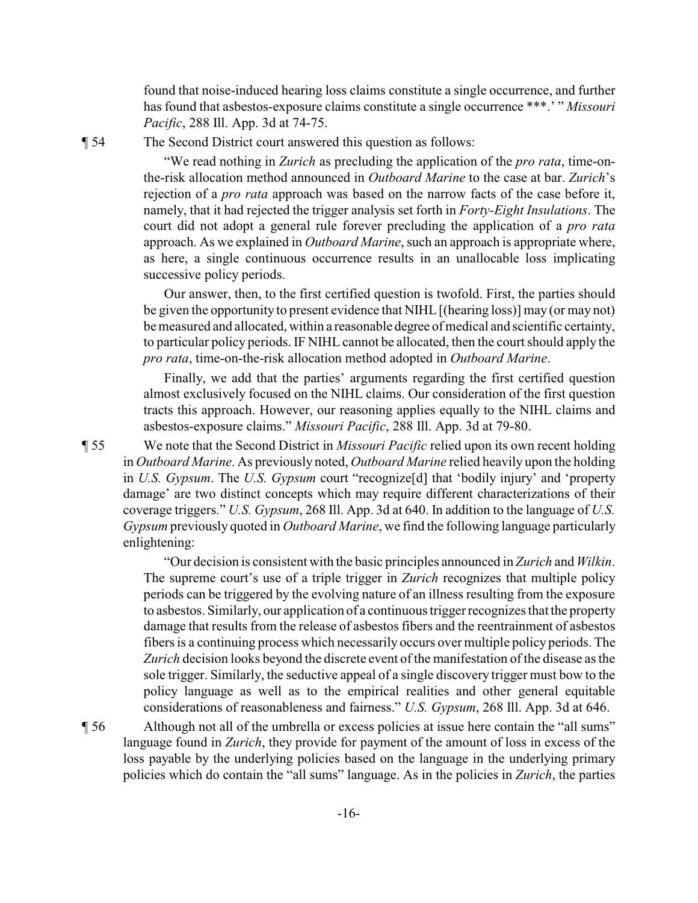found that noise-induced hearing loss claims constitute a single occurrence, and further has found that asbestos-exposure claims constitute a single occurrence ***.' " *Missouri Pacific*, 288 Ill. App. 3d at 74-75.

¶ 54 The Second District court answered this question as follows:

> "We read nothing in *Zurich* as precluding the application of the *pro rata*, time-on-the-risk allocation method announced in *Outboard Marine* to the case at bar. *Zurich*'s rejection of a *pro rata* approach was based on the narrow facts of the case before it, namely, that it had rejected the trigger analysis set forth in *Forty-Eight Insulations*. The court did not adopt a general rule forever precluding the application of a *pro rata* approach. As we explained in *Outboard Marine*, such an approach is appropriate where, as here, a single continuous occurrence results in an unallocable loss implicating successive policy periods.
>
> Our answer, then, to the first certified question is twofold. First, the parties should be given the opportunity to present evidence that NIHL [(hearing loss)] may (or may not) be measured and allocated, within a reasonable degree of medical and scientific certainty, to particular policy periods. IF NIHL cannot be allocated, then the court should apply the *pro rata*, time-on-the-risk allocation method adopted in *Outboard Marine*.
>
> Finally, we add that the parties' arguments regarding the first certified question almost exclusively focused on the NIHL claims. Our consideration of the first question tracts this approach. However, our reasoning applies equally to the NIHL claims and asbestos-exposure claims." *Missouri Pacific*, 288 Ill. App. 3d at 79-80.

¶ 55 We note that the Second District in *Missouri Pacific* relied upon its own recent holding in *Outboard Marine*. As previously noted, *Outboard Marine* relied heavily upon the holding in *U.S. Gypsum*. The *U.S. Gypsum* court "recognize[d] that 'bodily injury' and 'property damage' are two distinct concepts which may require different characterizations of their coverage triggers." *U.S. Gypsum*, 268 Ill. App. 3d at 640. In addition to the language of *U.S. Gypsum* previously quoted in *Outboard Marine*, we find the following language particularly enlightening:

> "Our decision is consistent with the basic principles announced in *Zurich* and *Wilkin*. The supreme court's use of a triple trigger in *Zurich* recognizes that multiple policy periods can be triggered by the evolving nature of an illness resulting from the exposure to asbestos. Similarly, our application of a continuous trigger recognizes that the property damage that results from the release of asbestos fibers and the reentrainment of asbestos fibers is a continuing process which necessarily occurs over multiple policy periods. The *Zurich* decision looks beyond the discrete event of the manifestation of the disease as the sole trigger. Similarly, the seductive appeal of a single discovery trigger must bow to the policy language as well as to the empirical realities and other general equitable considerations of reasonableness and fairness." *U.S. Gypsum*, 268 Ill. App. 3d at 646.

¶ 56 Although not all of the umbrella or excess policies at issue here contain the "all sums" language found in *Zurich*, they provide for payment of the amount of loss in excess of the loss payable by the underlying policies based on the language in the underlying primary policies which do contain the "all sums" language. As in the policies in *Zurich*, the parties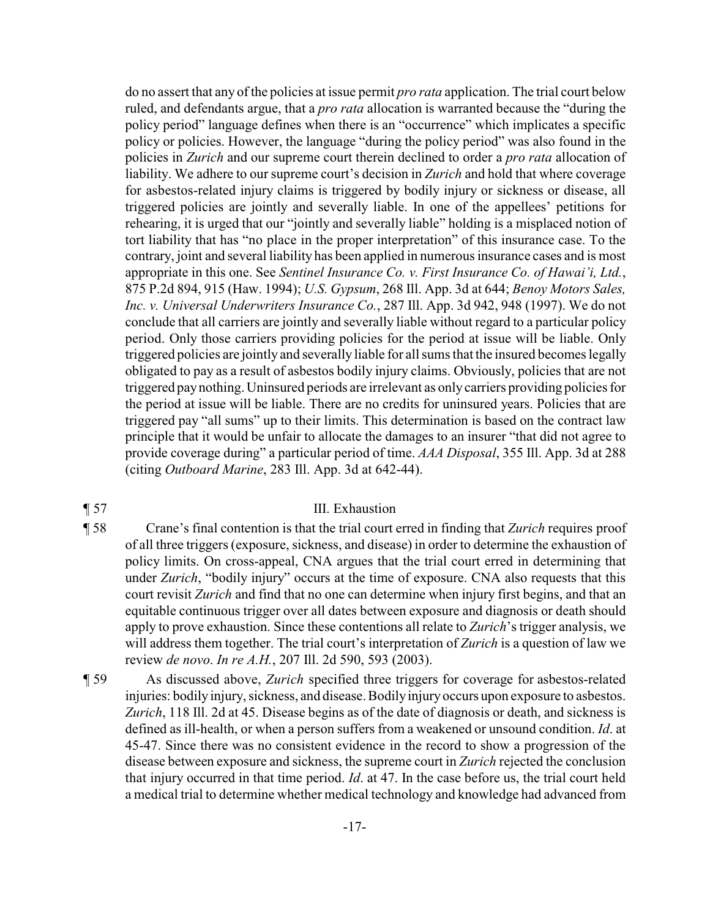do no assert that any of the policies at issue permit *pro rata* application. The trial court below ruled, and defendants argue, that a *pro rata* allocation is warranted because the "during the policy period" language defines when there is an "occurrence" which implicates a specific policy or policies. However, the language "during the policy period" was also found in the policies in *Zurich* and our supreme court therein declined to order a *pro rata* allocation of liability. We adhere to our supreme court's decision in *Zurich* and hold that where coverage for asbestos-related injury claims is triggered by bodily injury or sickness or disease, all triggered policies are jointly and severally liable. In one of the appellees' petitions for rehearing, it is urged that our "jointly and severally liable" holding is a misplaced notion of tort liability that has "no place in the proper interpretation" of this insurance case. To the contrary, joint and several liability has been applied in numerous insurance cases and is most appropriate in this one. See *Sentinel Insurance Co. v. First Insurance Co. of Hawai'i, Ltd.*, 875 P.2d 894, 915 (Haw. 1994); *U.S. Gypsum*, 268 Ill. App. 3d at 644; *Benoy Motors Sales, Inc. v. Universal Underwriters Insurance Co.*, 287 Ill. App. 3d 942, 948 (1997). We do not conclude that all carriers are jointly and severally liable without regard to a particular policy period. Only those carriers providing policies for the period at issue will be liable. Only triggered policies are jointly and severally liable for all sums that the insured becomes legally obligated to pay as a result of asbestos bodily injury claims. Obviously, policies that are not triggered pay nothing. Uninsured periods are irrelevant as only carriers providing policies for the period at issue will be liable. There are no credits for uninsured years. Policies that are triggered pay "all sums" up to their limits. This determination is based on the contract law principle that it would be unfair to allocate the damages to an insurer "that did not agree to provide coverage during" a particular period of time. *AAA Disposal*, 355 Ill. App. 3d at 288 (citing *Outboard Marine*, 283 Ill. App. 3d at 642-44).

¶ 57 III. Exhaustion

¶ 58 Crane's final contention is that the trial court erred in finding that *Zurich* requires proof of all three triggers (exposure, sickness, and disease) in order to determine the exhaustion of policy limits. On cross-appeal, CNA argues that the trial court erred in determining that under *Zurich*, "bodily injury" occurs at the time of exposure. CNA also requests that this court revisit *Zurich* and find that no one can determine when injury first begins, and that an equitable continuous trigger over all dates between exposure and diagnosis or death should apply to prove exhaustion. Since these contentions all relate to *Zurich*'s trigger analysis, we will address them together. The trial court's interpretation of *Zurich* is a question of law we review *de novo*. *In re A.H.*, 207 Ill. 2d 590, 593 (2003).

¶ 59 As discussed above, *Zurich* specified three triggers for coverage for asbestos-related injuries: bodily injury, sickness, and disease. Bodily injury occurs upon exposure to asbestos. *Zurich*, 118 Ill. 2d at 45. Disease begins as of the date of diagnosis or death, and sickness is defined as ill-health, or when a person suffers from a weakened or unsound condition. *Id*. at 45-47. Since there was no consistent evidence in the record to show a progression of the disease between exposure and sickness, the supreme court in *Zurich* rejected the conclusion that injury occurred in that time period. *Id*. at 47. In the case before us, the trial court held a medical trial to determine whether medical technology and knowledge had advanced from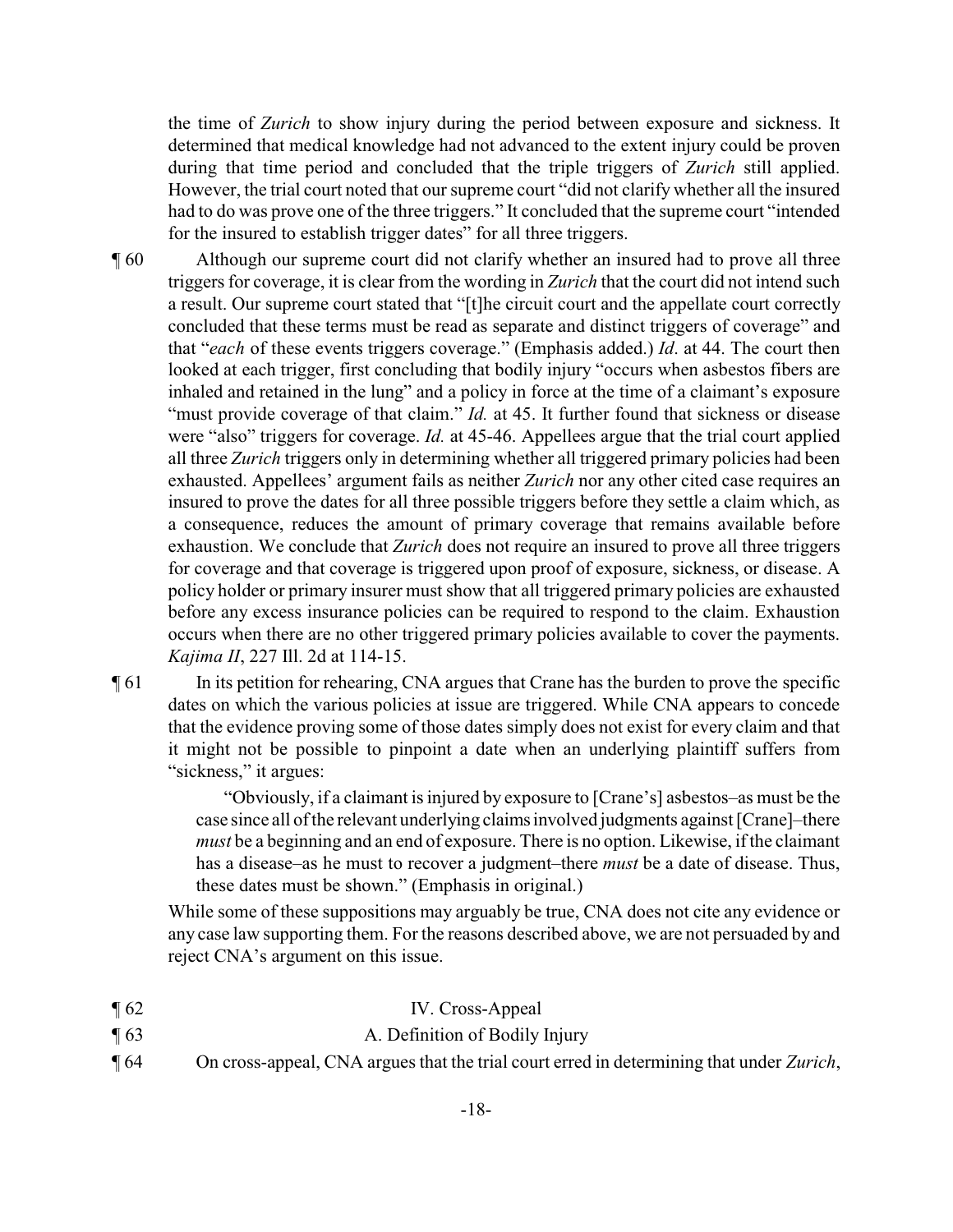the time of *Zurich* to show injury during the period between exposure and sickness. It determined that medical knowledge had not advanced to the extent injury could be proven during that time period and concluded that the triple triggers of *Zurich* still applied. However, the trial court noted that our supreme court "did not clarify whether all the insured had to do was prove one of the three triggers." It concluded that the supreme court "intended for the insured to establish trigger dates" for all three triggers.

¶ 60 Although our supreme court did not clarify whether an insured had to prove all three triggers for coverage, it is clear from the wording in *Zurich* that the court did not intend such a result. Our supreme court stated that "[t]he circuit court and the appellate court correctly concluded that these terms must be read as separate and distinct triggers of coverage" and that "*each* of these events triggers coverage." (Emphasis added.) *Id*. at 44. The court then looked at each trigger, first concluding that bodily injury "occurs when asbestos fibers are inhaled and retained in the lung" and a policy in force at the time of a claimant's exposure "must provide coverage of that claim." *Id.* at 45. It further found that sickness or disease were "also" triggers for coverage. *Id.* at 45-46. Appellees argue that the trial court applied all three *Zurich* triggers only in determining whether all triggered primary policies had been exhausted. Appellees' argument fails as neither *Zurich* nor any other cited case requires an insured to prove the dates for all three possible triggers before they settle a claim which, as a consequence, reduces the amount of primary coverage that remains available before exhaustion. We conclude that *Zurich* does not require an insured to prove all three triggers for coverage and that coverage is triggered upon proof of exposure, sickness, or disease. A policy holder or primary insurer must show that all triggered primary policies are exhausted before any excess insurance policies can be required to respond to the claim. Exhaustion occurs when there are no other triggered primary policies available to cover the payments. *Kajima II*, 227 Ill. 2d at 114-15.

¶ 61 In its petition for rehearing, CNA argues that Crane has the burden to prove the specific dates on which the various policies at issue are triggered. While CNA appears to concede that the evidence proving some of those dates simply does not exist for every claim and that it might not be possible to pinpoint a date when an underlying plaintiff suffers from "sickness," it argues:

> "Obviously, if a claimant is injured by exposure to [Crane's] asbestos–as must be the case since all of the relevant underlying claims involved judgments against [Crane]–there *must* be a beginning and an end of exposure. There is no option. Likewise, if the claimant has a disease–as he must to recover a judgment–there *must* be a date of disease. Thus, these dates must be shown." (Emphasis in original.)

While some of these suppositions may arguably be true, CNA does not cite any evidence or any case law supporting them. For the reasons described above, we are not persuaded by and reject CNA's argument on this issue.

¶ 62 IV. Cross-Appeal

¶ 63 A. Definition of Bodily Injury

¶ 64 On cross-appeal, CNA argues that the trial court erred in determining that under *Zurich*,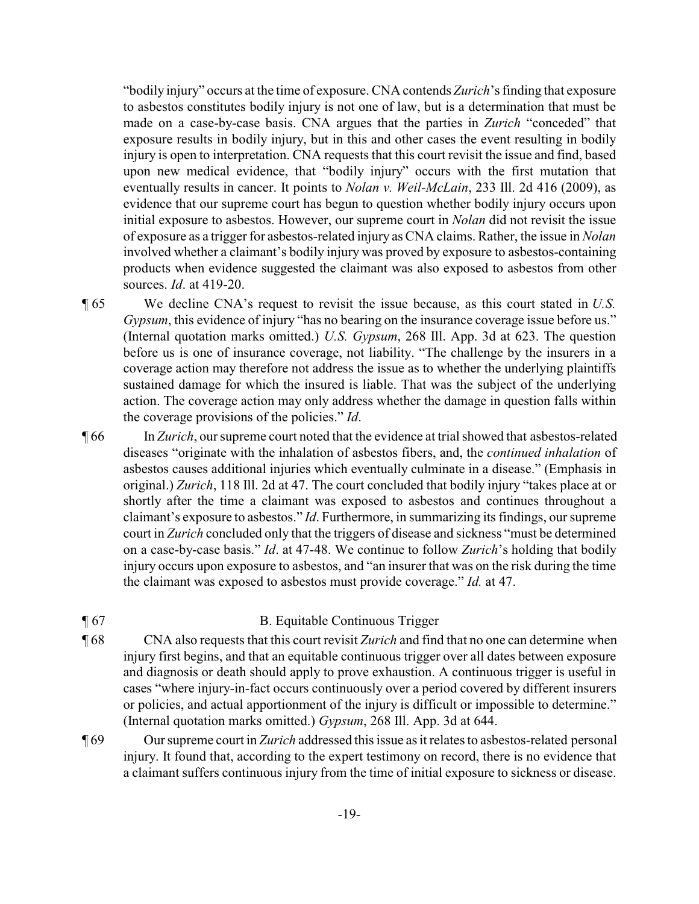"bodily injury" occurs at the time of exposure. CNA contends *Zurich*'s finding that exposure to asbestos constitutes bodily injury is not one of law, but is a determination that must be made on a case-by-case basis. CNA argues that the parties in *Zurich* "conceded" that exposure results in bodily injury, but in this and other cases the event resulting in bodily injury is open to interpretation. CNA requests that this court revisit the issue and find, based upon new medical evidence, that "bodily injury" occurs with the first mutation that eventually results in cancer. It points to *Nolan v. Weil-McLain*, 233 Ill. 2d 416 (2009), as evidence that our supreme court has begun to question whether bodily injury occurs upon initial exposure to asbestos. However, our supreme court in *Nolan* did not revisit the issue of exposure as a trigger for asbestos-related injury as CNA claims. Rather, the issue in *Nolan* involved whether a claimant's bodily injury was proved by exposure to asbestos-containing products when evidence suggested the claimant was also exposed to asbestos from other sources. *Id*. at 419-20.

¶ 65 We decline CNA's request to revisit the issue because, as this court stated in *U.S. Gypsum*, this evidence of injury "has no bearing on the insurance coverage issue before us." (Internal quotation marks omitted.) *U.S. Gypsum*, 268 Ill. App. 3d at 623. The question before us is one of insurance coverage, not liability. "The challenge by the insurers in a coverage action may therefore not address the issue as to whether the underlying plaintiffs sustained damage for which the insured is liable. That was the subject of the underlying action. The coverage action may only address whether the damage in question falls within the coverage provisions of the policies." *Id*.

¶ 66 In *Zurich*, our supreme court noted that the evidence at trial showed that asbestos-related diseases "originate with the inhalation of asbestos fibers, and, the *continued inhalation* of asbestos causes additional injuries which eventually culminate in a disease." (Emphasis in original.) *Zurich*, 118 Ill. 2d at 47. The court concluded that bodily injury "takes place at or shortly after the time a claimant was exposed to asbestos and continues throughout a claimant's exposure to asbestos." *Id*. Furthermore, in summarizing its findings, our supreme court in *Zurich* concluded only that the triggers of disease and sickness "must be determined on a case-by-case basis." *Id*. at 47-48. We continue to follow *Zurich*'s holding that bodily injury occurs upon exposure to asbestos, and "an insurer that was on the risk during the time the claimant was exposed to asbestos must provide coverage." *Id.* at 47.

¶ 67 B. Equitable Continuous Trigger

¶ 68 CNA also requests that this court revisit *Zurich* and find that no one can determine when injury first begins, and that an equitable continuous trigger over all dates between exposure and diagnosis or death should apply to prove exhaustion. A continuous trigger is useful in cases "where injury-in-fact occurs continuously over a period covered by different insurers or policies, and actual apportionment of the injury is difficult or impossible to determine." (Internal quotation marks omitted.) *Gypsum*, 268 Ill. App. 3d at 644.

¶ 69 Our supreme court in *Zurich* addressed this issue as it relates to asbestos-related personal injury. It found that, according to the expert testimony on record, there is no evidence that a claimant suffers continuous injury from the time of initial exposure to sickness or disease.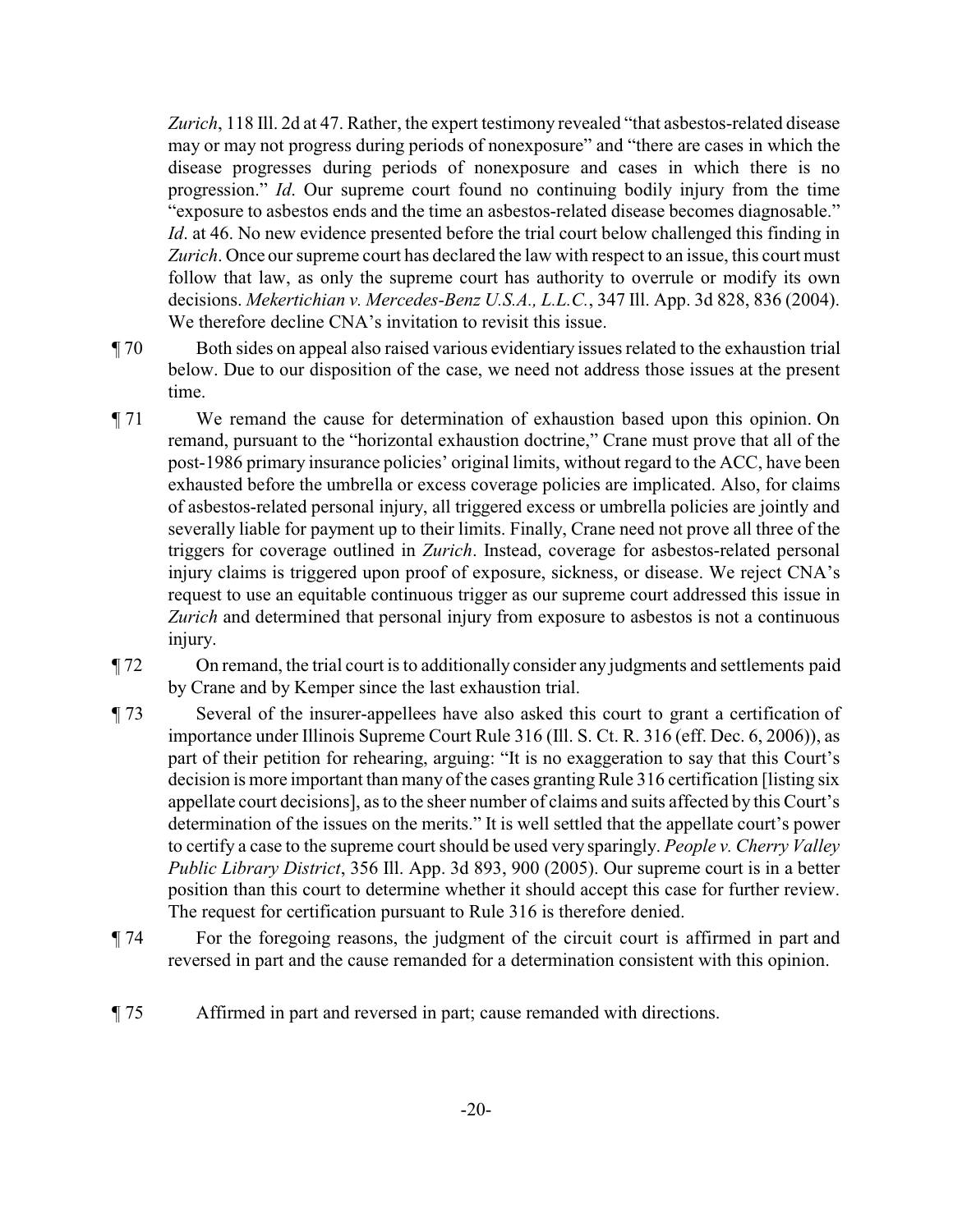*Zurich*, 118 Ill. 2d at 47. Rather, the expert testimony revealed "that asbestos-related disease may or may not progress during periods of nonexposure" and "there are cases in which the disease progresses during periods of nonexposure and cases in which there is no progression." *Id*. Our supreme court found no continuing bodily injury from the time "exposure to asbestos ends and the time an asbestos-related disease becomes diagnosable." *Id*. at 46. No new evidence presented before the trial court below challenged this finding in *Zurich*. Once our supreme court has declared the law with respect to an issue, this court must follow that law, as only the supreme court has authority to overrule or modify its own decisions. *Mekertichian v. Mercedes-Benz U.S.A., L.L.C.*, 347 Ill. App. 3d 828, 836 (2004). We therefore decline CNA's invitation to revisit this issue.

¶ 70 Both sides on appeal also raised various evidentiary issues related to the exhaustion trial below. Due to our disposition of the case, we need not address those issues at the present time.

¶ 71 We remand the cause for determination of exhaustion based upon this opinion. On remand, pursuant to the "horizontal exhaustion doctrine," Crane must prove that all of the post-1986 primary insurance policies' original limits, without regard to the ACC, have been exhausted before the umbrella or excess coverage policies are implicated. Also, for claims of asbestos-related personal injury, all triggered excess or umbrella policies are jointly and severally liable for payment up to their limits. Finally, Crane need not prove all three of the triggers for coverage outlined in *Zurich*. Instead, coverage for asbestos-related personal injury claims is triggered upon proof of exposure, sickness, or disease. We reject CNA's request to use an equitable continuous trigger as our supreme court addressed this issue in *Zurich* and determined that personal injury from exposure to asbestos is not a continuous injury.

¶ 72 On remand, the trial court is to additionally consider any judgments and settlements paid by Crane and by Kemper since the last exhaustion trial.

¶ 73 Several of the insurer-appellees have also asked this court to grant a certification of importance under Illinois Supreme Court Rule 316 (Ill. S. Ct. R. 316 (eff. Dec. 6, 2006)), as part of their petition for rehearing, arguing: "It is no exaggeration to say that this Court's decision is more important than many of the cases granting Rule 316 certification [listing six appellate court decisions], as to the sheer number of claims and suits affected by this Court's determination of the issues on the merits." It is well settled that the appellate court's power to certify a case to the supreme court should be used very sparingly. *People v. Cherry Valley Public Library District*, 356 Ill. App. 3d 893, 900 (2005). Our supreme court is in a better position than this court to determine whether it should accept this case for further review. The request for certification pursuant to Rule 316 is therefore denied.

¶ 74 For the foregoing reasons, the judgment of the circuit court is affirmed in part and reversed in part and the cause remanded for a determination consistent with this opinion.

¶ 75 Affirmed in part and reversed in part; cause remanded with directions.